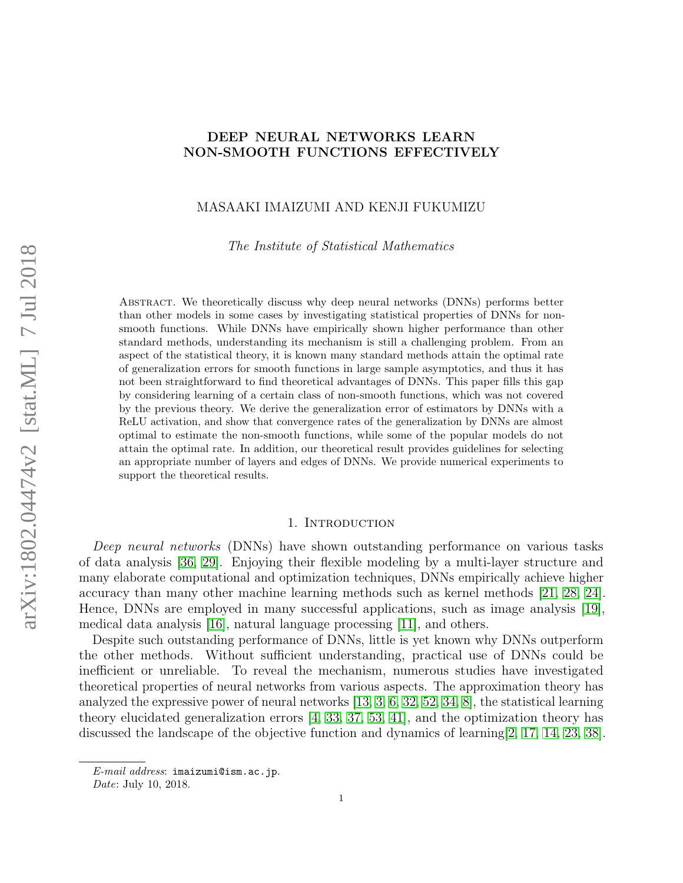# DEEP NEURAL NETWORKS LEARN NON-SMOOTH FUNCTIONS EFFECTIVELY

MASAAKI IMAIZUMI AND KENJI FUKUMIZU

*The Institute of Statistical Mathematics*

Abstract. We theoretically discuss why deep neural networks (DNNs) performs better than other models in some cases by investigating statistical properties of DNNs for non-smooth functions. While DNNs have empirically shown higher performance than other standard methods, understanding its mechanism is still a challenging problem. From an aspect of the statistical theory, it is known many standard methods attain the optimal rate of generalization errors for smooth functions in large sample asymptotics, and thus it has not been straightforward to find theoretical advantages of DNNs. This paper fills this gap by considering learning of a certain class of non-smooth functions, which was not covered by the previous theory. We derive the generalization error of estimators by DNNs with a ReLU activation, and show that convergence rates of the generalization by DNNs are almost optimal to estimate the non-smooth functions, while some of the popular models do not attain the optimal rate. In addition, our theoretical result provides guidelines for selecting an appropriate number of layers and edges of DNNs. We provide numerical experiments to support the theoretical results.

## 1. Introduction

*Deep neural networks* (DNNs) have shown outstanding performance on various tasks of data analysis [36, 29]. Enjoying their flexible modeling by a multi-layer structure and many elaborate computational and optimization techniques, DNNs empirically achieve higher accuracy than many other machine learning methods such as kernel methods [21, 28, 24]. Hence, DNNs are employed in many successful applications, such as image analysis [19], medical data analysis [16], natural language processing [11], and others.

Despite such outstanding performance of DNNs, little is yet known why DNNs outperform the other methods. Without sufficient understanding, practical use of DNNs could be inefficient or unreliable. To reveal the mechanism, numerous studies have investigated theoretical properties of neural networks from various aspects. The approximation theory has analyzed the expressive power of neural networks [13, 3, 6, 32, 52, 34, 8], the statistical learning theory elucidated generalization errors [4, 33, 37, 53, 41], and the optimization theory has discussed the landscape of the objective function and dynamics of learning[2, 17, 14, 23, 38].

*E-mail address*: imaizumi@ism.ac.jp.

*Date*: July 10, 2018.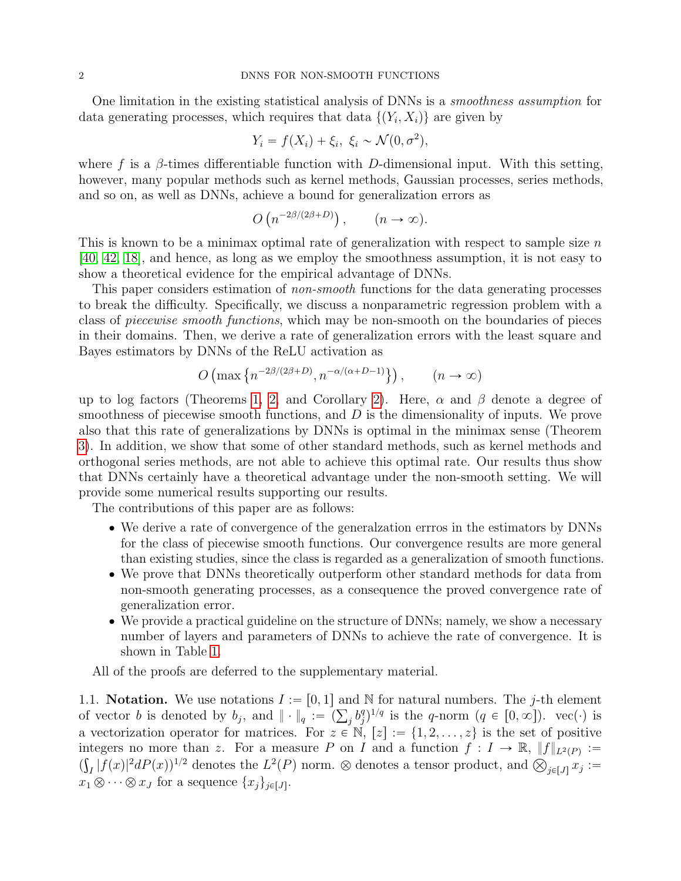One limitation in the existing statistical analysis of DNNs is a *smoothness assumption* for data generating processes, which requires that data $\{(Y_i, X_i)\}$ are given by

$$Y_i = f(X_i) + \xi_i, \ \xi_i \sim \mathcal{N}(0, \sigma^2),$$

where $f$ is a $\beta$-times differentiable function with $D$-dimensional input. With this setting, however, many popular methods such as kernel methods, Gaussian processes, series methods, and so on, as well as DNNs, achieve a bound for generalization errors as

$$O\left(n^{-2\beta/(2\beta+D)}\right), \qquad (n \to \infty).$$

This is known to be a minimax optimal rate of generalization with respect to sample size $n$ [40, 42, 18], and hence, as long as we employ the smoothness assumption, it is not easy to show a theoretical evidence for the empirical advantage of DNNs.

This paper considers estimation of *non-smooth* functions for the data generating processes to break the difficulty. Specifically, we discuss a nonparametric regression problem with a class of *piecewise smooth functions*, which may be non-smooth on the boundaries of pieces in their domains. Then, we derive a rate of generalization errors with the least square and Bayes estimators by DNNs of the ReLU activation as

$$O\left(\max\left\{n^{-2\beta/(2\beta+D)}, n^{-\alpha/(\alpha+D-1)}\right\}\right), \qquad (n \to \infty)$$

up to log factors (Theorems 1, 2, and Corollary 2). Here, $\alpha$ and $\beta$ denote a degree of smoothness of piecewise smooth functions, and $D$ is the dimensionality of inputs. We prove also that this rate of generalizations by DNNs is optimal in the minimax sense (Theorem 3). In addition, we show that some of other standard methods, such as kernel methods and orthogonal series methods, are not able to achieve this optimal rate. Our results thus show that DNNs certainly have a theoretical advantage under the non-smooth setting. We will provide some numerical results supporting our results.

The contributions of this paper are as follows:

- We derive a rate of convergence of the generalzation erros in the estimators by DNNs for the class of piecewise smooth functions. Our convergence results are more general than existing studies, since the class is regarded as a generalization of smooth functions.
- We prove that DNNs theoretically outperform other standard methods for data from non-smooth generating processes, as a consequence the proved convergence rate of generalization error.
- We provide a practical guideline on the structure of DNNs; namely, we show a necessary number of layers and parameters of DNNs to achieve the rate of convergence. It is shown in Table 1.

All of the proofs are deferred to the supplementary material.

### 1.1. Notation.

We use notations $I := [0, 1]$ and $\mathbb{N}$ for natural numbers. The $j$-th element of vector $b$ is denoted by $b_j$, and $\|\cdot\|_q := (\sum_j b_j^q)^{1/q}$ is the $q$-norm ($q \in [0, \infty]$). $\mathrm{vec}(\cdot)$ is a vectorization operator for matrices. For $z \in \mathbb{N}$, $[z] := \{1, 2, \ldots, z\}$ is the set of positive integers no more than $z$. For a measure $P$ on $I$ and a function $f : I \to \mathbb{R}$, $\|f\|_{L^2(P)} := (\int_I |f(x)|^2 dP(x))^{1/2}$ denotes the $L^2(P)$ norm. $\otimes$ denotes a tensor product, and $\bigotimes_{j \in [J]} x_j := x_1 \otimes \cdots \otimes x_J$ for a sequence $\{x_j\}_{j \in [J]}$.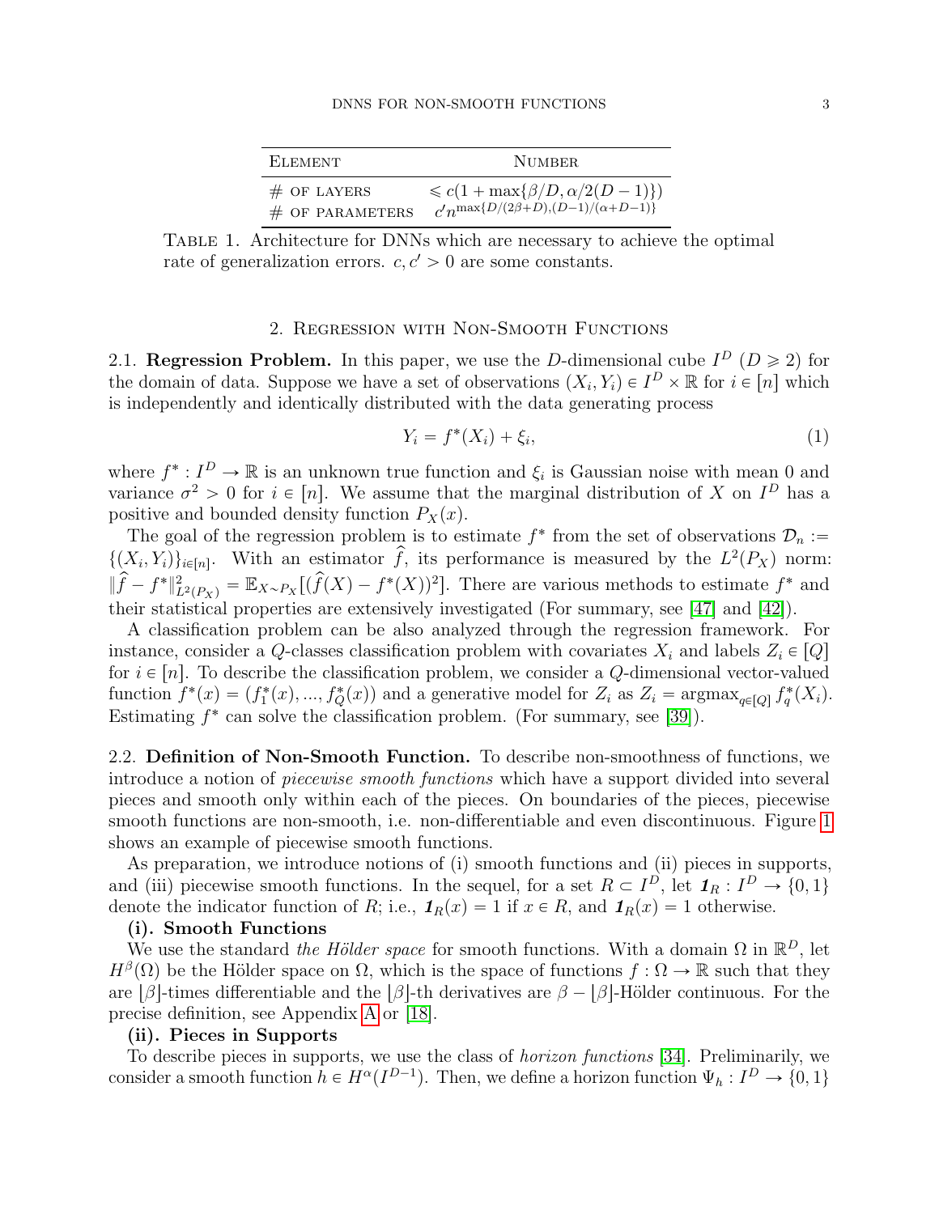| Element | Number |
| --- | --- |
| # of layers | $\leqslant c(1 + \max\{\beta/D, \alpha/2(D-1)\})$ |
| # of parameters | $c' n^{\max\{D/(2\beta+D),(D-1)/(\alpha+D-1)\}}$ |

Table 1. Architecture for DNNs which are necessary to achieve the optimal rate of generalization errors. $c, c' > 0$ are some constants.

## 2. Regression with Non-Smooth Functions

2.1. **Regression Problem.** In this paper, we use the $D$-dimensional cube $I^D$ ($D \geqslant 2$) for the domain of data. Suppose we have a set of observations $(X_i, Y_i) \in I^D \times \mathbb{R}$ for $i \in [n]$ which is independently and identically distributed with the data generating process

$$Y_i = f^*(X_i) + \xi_i, \tag{1}$$

where $f^* : I^D \to \mathbb{R}$ is an unknown true function and $\xi_i$ is Gaussian noise with mean 0 and variance $\sigma^2 > 0$ for $i \in [n]$. We assume that the marginal distribution of $X$ on $I^D$ has a positive and bounded density function $P_X(x)$.

The goal of the regression problem is to estimate $f^*$ from the set of observations $\mathcal{D}_n := \{(X_i, Y_i)\}_{i\in[n]}$. With an estimator $\widehat{f}$, its performance is measured by the $L^2(P_X)$ norm: $\|\widehat{f} - f^*\|^2_{L^2(P_X)} = \mathbb{E}_{X\sim P_X}[(\widehat{f}(X) - f^*(X))^2]$. There are various methods to estimate $f^*$ and their statistical properties are extensively investigated (For summary, see [47] and [42]).

A classification problem can be also analyzed through the regression framework. For instance, consider a $Q$-classes classification problem with covariates $X_i$ and labels $Z_i \in [Q]$ for $i \in [n]$. To describe the classification problem, we consider a $Q$-dimensional vector-valued function $f^*(x) = (f^*_1(x), ..., f^*_Q(x))$ and a generative model for $Z_i$ as $Z_i = \operatorname{argmax}_{q\in[Q]} f^*_q(X_i)$. Estimating $f^*$ can solve the classification problem. (For summary, see [39]).

2.2. **Definition of Non-Smooth Function.** To describe non-smoothness of functions, we introduce a notion of *piecewise smooth functions* which have a support divided into several pieces and smooth only within each of the pieces. On boundaries of the pieces, piecewise smooth functions are non-smooth, i.e. non-differentiable and even discontinuous. Figure 1 shows an example of piecewise smooth functions.

As preparation, we introduce notions of (i) smooth functions and (ii) pieces in supports, and (iii) piecewise smooth functions. In the sequel, for a set $R \subset I^D$, let $\boldsymbol{1}_R : I^D \to \{0, 1\}$ denote the indicator function of $R$; i.e., $\boldsymbol{1}_R(x) = 1$ if $x \in R$, and $\boldsymbol{1}_R(x) = 1$ otherwise.

**(i). Smooth Functions**

We use the standard *the Hölder space* for smooth functions. With a domain $\Omega$ in $\mathbb{R}^D$, let $H^\beta(\Omega)$ be the Hölder space on $\Omega$, which is the space of functions $f : \Omega \to \mathbb{R}$ such that they are $\lfloor\beta\rfloor$-times differentiable and the $\lfloor\beta\rfloor$-th derivatives are $\beta - \lfloor\beta\rfloor$-Hölder continuous. For the precise definition, see Appendix A or [18].

**(ii). Pieces in Supports**

To describe pieces in supports, we use the class of *horizon functions* [34]. Preliminarily, we consider a smooth function $h \in H^\alpha(I^{D-1})$. Then, we define a horizon function $\Psi_h : I^D \to \{0, 1\}$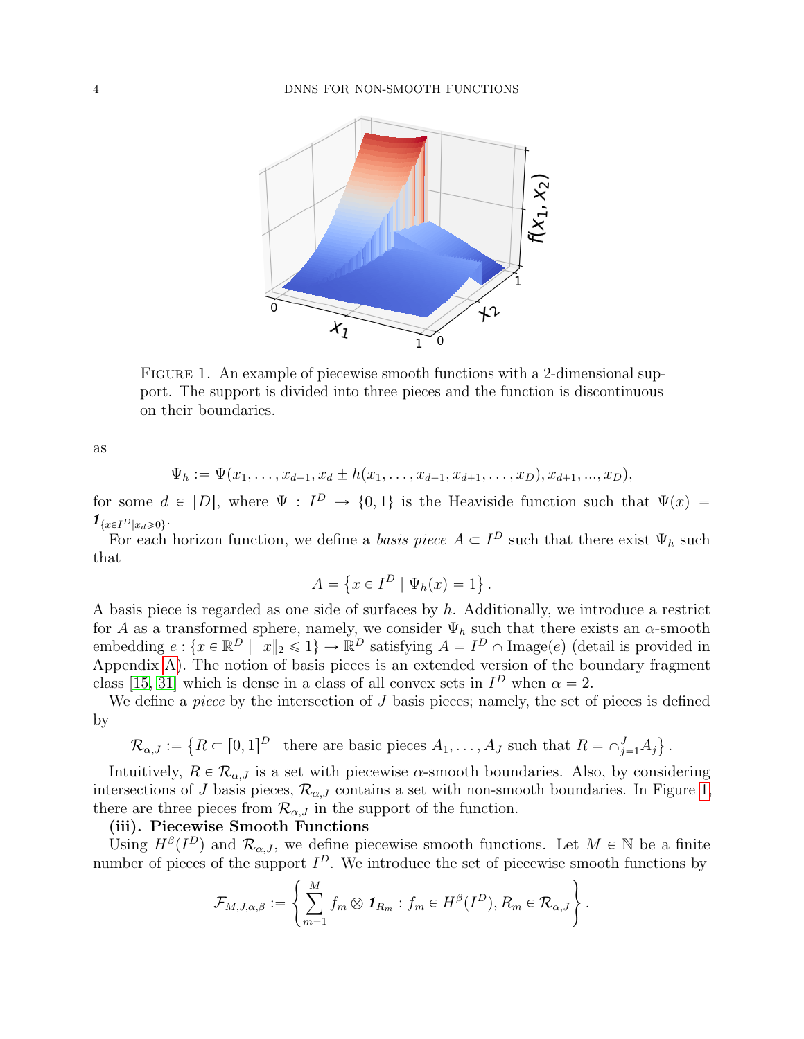FIGURE 1. An example of piecewise smooth functions with a 2-dimensional support. The support is divided into three pieces and the function is discontinuous on their boundaries.

as

$$\Psi_h := \Psi(x_1, \ldots, x_{d-1}, x_d \pm h(x_1, \ldots, x_{d-1}, x_{d+1}, \ldots, x_D), x_{d+1}, ..., x_D),$$

for some $d \in [D]$, where $\Psi : I^D \to \{0, 1\}$ is the Heaviside function such that $\Psi(x) = \mathbf{1}_{\{x \in I^D | x_d \geqslant 0\}}$.

For each horizon function, we define a *basis piece* $A \subset I^D$ such that there exist $\Psi_h$ such that

$$A = \left\{ x \in I^D \mid \Psi_h(x) = 1 \right\}.$$

A basis piece is regarded as one side of surfaces by $h$. Additionally, we introduce a restrict for $A$ as a transformed sphere, namely, we consider $\Psi_h$ such that there exists an $\alpha$-smooth embedding $e : \{x \in \mathbb{R}^D \mid \|x\|_2 \leqslant 1\} \to \mathbb{R}^D$ satisfying $A = I^D \cap \text{Image}(e)$ (detail is provided in Appendix A). The notion of basis pieces is an extended version of the boundary fragment class [15, 31] which is dense in a class of all convex sets in $I^D$ when $\alpha = 2$.

We define a *piece* by the intersection of $J$ basis pieces; namely, the set of pieces is defined by

$$\mathcal{R}_{\alpha,J} := \left\{ R \subset [0,1]^D \mid \text{there are basic pieces } A_1, \ldots, A_J \text{ such that } R = \cap_{j=1}^J A_j \right\}.$$

Intuitively, $R \in \mathcal{R}_{\alpha,J}$ is a set with piecewise $\alpha$-smooth boundaries. Also, by considering intersections of $J$ basis pieces, $\mathcal{R}_{\alpha,J}$ contains a set with non-smooth boundaries. In Figure 1, there are three pieces from $\mathcal{R}_{\alpha,J}$ in the support of the function.

**(iii). Piecewise Smooth Functions**

Using $H^\beta(I^D)$ and $\mathcal{R}_{\alpha,J}$, we define piecewise smooth functions. Let $M \in \mathbb{N}$ be a finite number of pieces of the support $I^D$. We introduce the set of piecewise smooth functions by

$$\mathcal{F}_{M,J,\alpha,\beta} := \left\{ \sum_{m=1}^M f_m \otimes \mathbf{1}_{R_m} : f_m \in H^\beta(I^D), R_m \in \mathcal{R}_{\alpha,J} \right\}.$$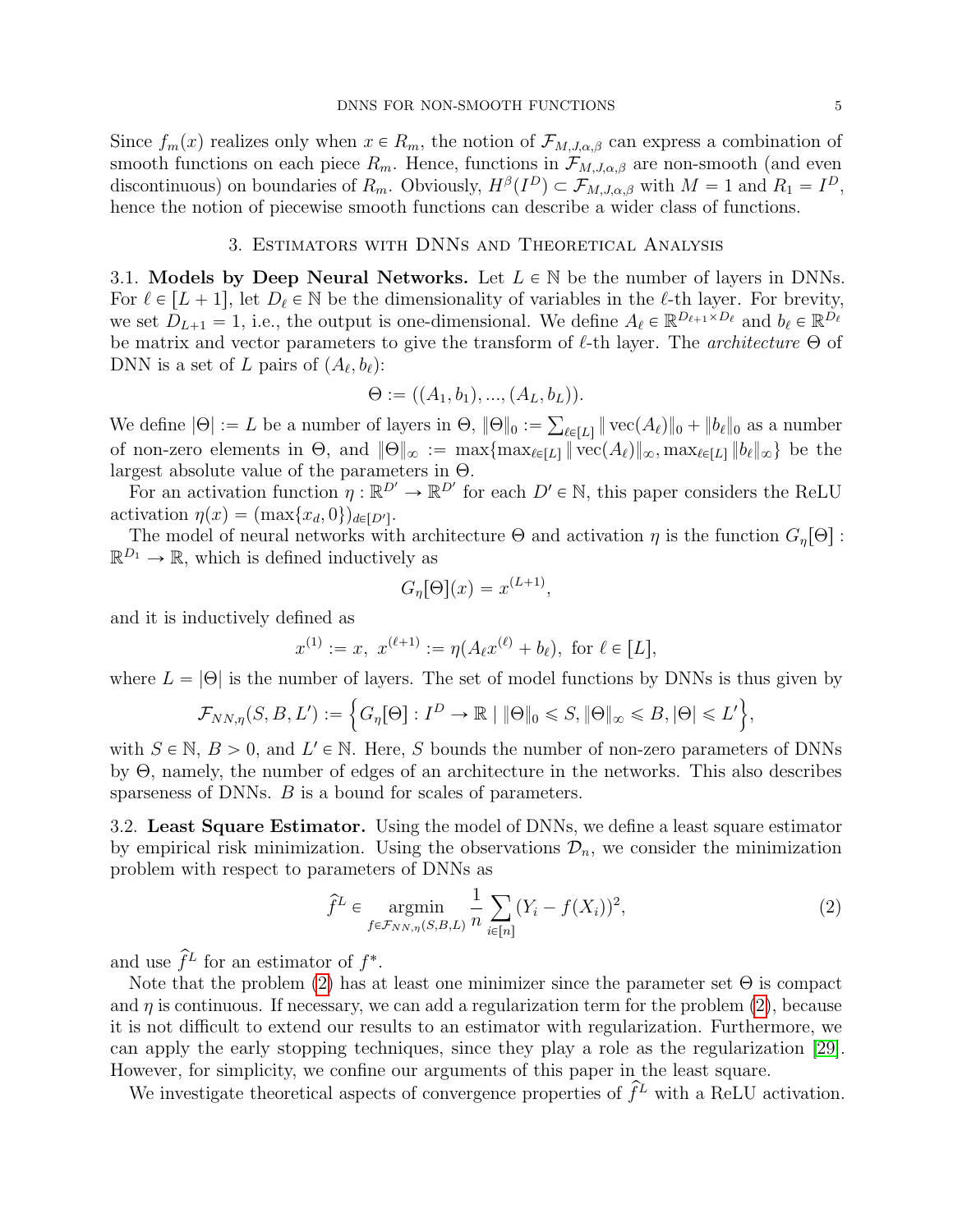Since $f_m(x)$ realizes only when $x \in R_m$, the notion of $\mathcal{F}_{M,J,\alpha,\beta}$ can express a combination of smooth functions on each piece $R_m$. Hence, functions in $\mathcal{F}_{M,J,\alpha,\beta}$ are non-smooth (and even discontinuous) on boundaries of $R_m$. Obviously, $H^\beta(I^D) \subset \mathcal{F}_{M,J,\alpha,\beta}$ with $M = 1$ and $R_1 = I^D$, hence the notion of piecewise smooth functions can describe a wider class of functions.

## 3. Estimators with DNNs and Theoretical Analysis

### 3.1. Models by Deep Neural Networks.

Let $L \in \mathbb{N}$ be the number of layers in DNNs. For $\ell \in [L+1]$, let $D_\ell \in \mathbb{N}$ be the dimensionality of variables in the $\ell$-th layer. For brevity, we set $D_{L+1} = 1$, i.e., the output is one-dimensional. We define $A_\ell \in \mathbb{R}^{D_{\ell+1} \times D_\ell}$ and $b_\ell \in \mathbb{R}^{D_\ell}$ be matrix and vector parameters to give the transform of $\ell$-th layer. The *architecture* $\Theta$ of DNN is a set of $L$ pairs of $(A_\ell, b_\ell)$:

$$\Theta := ((A_1, b_1), ..., (A_L, b_L)).$$

We define $|\Theta| := L$ be a number of layers in $\Theta$, $\|\Theta\|_0 := \sum_{\ell \in [L]} \|\operatorname{vec}(A_\ell)\|_0 + \|b_\ell\|_0$ as a number of non-zero elements in $\Theta$, and $\|\Theta\|_\infty := \max\{\max_{\ell \in [L]} \|\operatorname{vec}(A_\ell)\|_\infty, \max_{\ell \in [L]} \|b_\ell\|_\infty\}$ be the largest absolute value of the parameters in $\Theta$.

For an activation function $\eta : \mathbb{R}^{D'} \to \mathbb{R}^{D'}$ for each $D' \in \mathbb{N}$, this paper considers the ReLU activation $\eta(x) = (\max\{x_d, 0\})_{d \in [D']}$.

The model of neural networks with architecture $\Theta$ and activation $\eta$ is the function $G_\eta[\Theta] : \mathbb{R}^{D_1} \to \mathbb{R}$, which is defined inductively as

$$G_\eta[\Theta](x) = x^{(L+1)},$$

and it is inductively defined as

$$x^{(1)} := x, \;\; x^{(\ell+1)} := \eta(A_\ell x^{(\ell)} + b_\ell), \text{ for } \ell \in [L],$$

where $L = |\Theta|$ is the number of layers. The set of model functions by DNNs is thus given by

$$\mathcal{F}_{NN,\eta}(S, B, L') := \left\{ G_\eta[\Theta] : I^D \to \mathbb{R} \mid \|\Theta\|_0 \leqslant S, \|\Theta\|_\infty \leqslant B, |\Theta| \leqslant L' \right\},$$

with $S \in \mathbb{N}$, $B > 0$, and $L' \in \mathbb{N}$. Here, $S$ bounds the number of non-zero parameters of DNNs by $\Theta$, namely, the number of edges of an architecture in the networks. This also describes sparseness of DNNs. $B$ is a bound for scales of parameters.

### 3.2. Least Square Estimator.

Using the model of DNNs, we define a least square estimator by empirical risk minimization. Using the observations $\mathcal{D}_n$, we consider the minimization problem with respect to parameters of DNNs as

$$\widehat{f}^L \in \underset{f \in \mathcal{F}_{NN,\eta}(S,B,L)}{\operatorname{argmin}} \frac{1}{n} \sum_{i \in [n]} (Y_i - f(X_i))^2, \tag{2}$$

and use $\widehat{f}^L$ for an estimator of $f^*$.

Note that the problem (2) has at least one minimizer since the parameter set $\Theta$ is compact and $\eta$ is continuous. If necessary, we can add a regularization term for the problem (2), because it is not difficult to extend our results to an estimator with regularization. Furthermore, we can apply the early stopping techniques, since they play a role as the regularization [29]. However, for simplicity, we confine our arguments of this paper in the least square.

We investigate theoretical aspects of convergence properties of $\widehat{f}^L$ with a ReLU activation.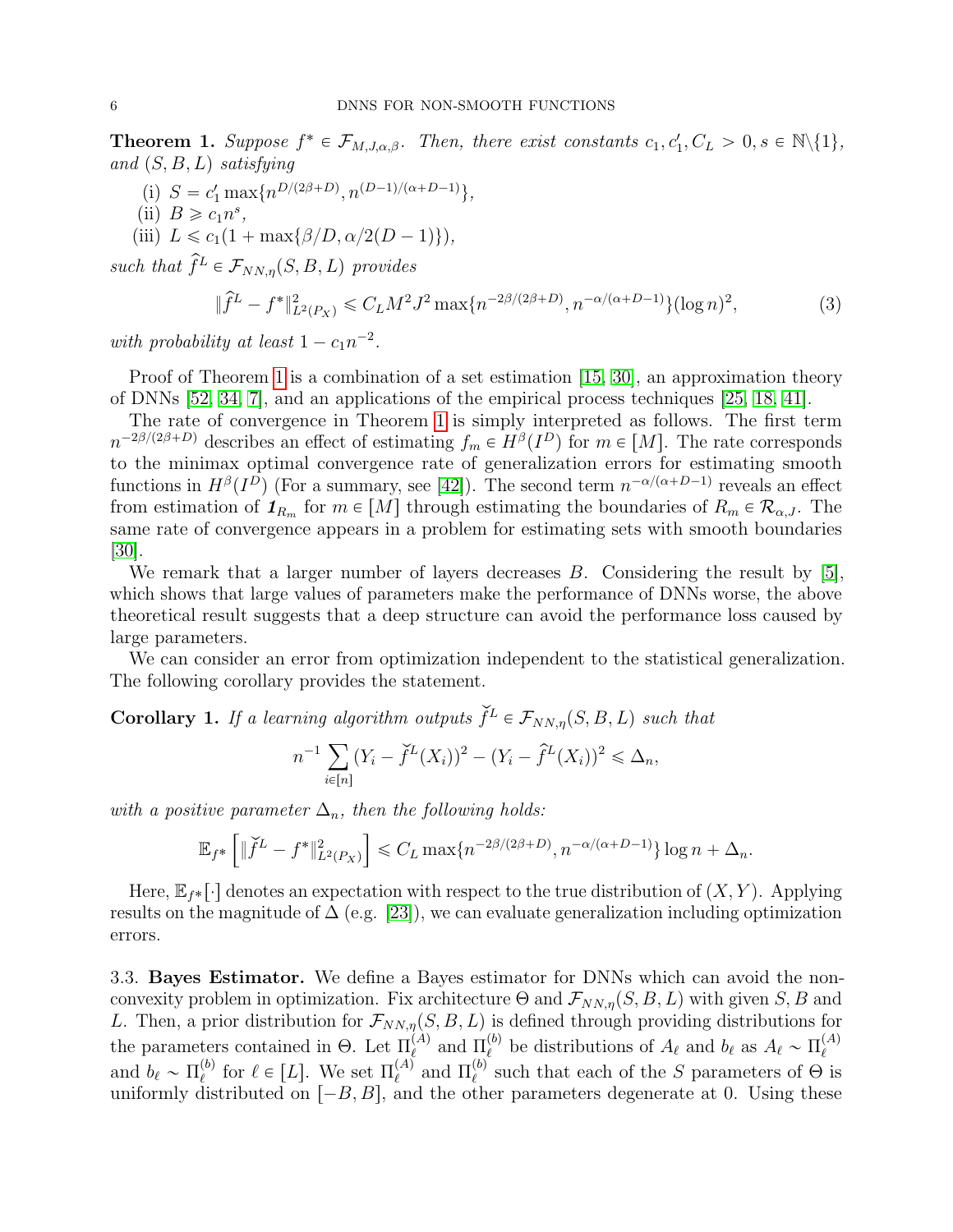**Theorem 1.** *Suppose $f^* \in \mathcal{F}_{M,J,\alpha,\beta}$. Then, there exist constants $c_1, c_1', C_L > 0, s \in \mathbb{N}\backslash\{1\}$, and $(S, B, L)$ satisfying*

(i) $S = c_1' \max\{n^{D/(2\beta+D)}, n^{(D-1)/(\alpha+D-1)}\}$,
(ii) $B \geqslant c_1 n^s$,
(iii) $L \leqslant c_1(1 + \max\{\beta/D, \alpha/2(D-1)\})$,

*such that $\widehat{f}^L \in \mathcal{F}_{NN,\eta}(S, B, L)$ provides*

$$\|\widehat{f}^L - f^*\|^2_{L^2(P_X)} \leqslant C_L M^2 J^2 \max\{n^{-2\beta/(2\beta+D)}, n^{-\alpha/(\alpha+D-1)}\}(\log n)^2, \tag{3}$$

*with probability at least $1 - c_1 n^{-2}$.*

Proof of Theorem 1 is a combination of a set estimation [15, 30], an approximation theory of DNNs [52, 34, 7], and an applications of the empirical process techniques [25, 18, 41].

The rate of convergence in Theorem 1 is simply interpreted as follows. The first term $n^{-2\beta/(2\beta+D)}$ describes an effect of estimating $f_m \in H^\beta(I^D)$ for $m \in [M]$. The rate corresponds to the minimax optimal convergence rate of generalization errors for estimating smooth functions in $H^\beta(I^D)$ (For a summary, see [42]). The second term $n^{-\alpha/(\alpha+D-1)}$ reveals an effect from estimation of $\boldsymbol{1}_{R_m}$ for $m \in [M]$ through estimating the boundaries of $R_m \in \mathcal{R}_{\alpha,J}$. The same rate of convergence appears in a problem for estimating sets with smooth boundaries [30].

We remark that a larger number of layers decreases $B$. Considering the result by [5], which shows that large values of parameters make the performance of DNNs worse, the above theoretical result suggests that a deep structure can avoid the performance loss caused by large parameters.

We can consider an error from optimization independent to the statistical generalization. The following corollary provides the statement.

**Corollary 1.** *If a learning algorithm outputs $\check{f}^L \in \mathcal{F}_{NN,\eta}(S, B, L)$ such that*

$$n^{-1} \sum_{i \in [n]} (Y_i - \check{f}^L(X_i))^2 - (Y_i - \widehat{f}^L(X_i))^2 \leqslant \Delta_n,$$

*with a positive parameter $\Delta_n$, then the following holds:*

$$\mathbb{E}_{f^*}\left[\|\check{f}^L - f^*\|^2_{L^2(P_X)}\right] \leqslant C_L \max\{n^{-2\beta/(2\beta+D)}, n^{-\alpha/(\alpha+D-1)}\} \log n + \Delta_n.$$

Here, $\mathbb{E}_{f^*}[\cdot]$ denotes an expectation with respect to the true distribution of $(X, Y)$. Applying results on the magnitude of $\Delta$ (e.g. [23]), we can evaluate generalization including optimization errors.

3.3. **Bayes Estimator.** We define a Bayes estimator for DNNs which can avoid the non-convexity problem in optimization. Fix architecture $\Theta$ and $\mathcal{F}_{NN,\eta}(S, B, L)$ with given $S, B$ and $L$. Then, a prior distribution for $\mathcal{F}_{NN,\eta}(S, B, L)$ is defined through providing distributions for the parameters contained in $\Theta$. Let $\Pi_\ell^{(A)}$ and $\Pi_\ell^{(b)}$ be distributions of $A_\ell$ and $b_\ell$ as $A_\ell \sim \Pi_\ell^{(A)}$ and $b_\ell \sim \Pi_\ell^{(b)}$ for $\ell \in [L]$. We set $\Pi_\ell^{(A)}$ and $\Pi_\ell^{(b)}$ such that each of the $S$ parameters of $\Theta$ is uniformly distributed on $[-B, B]$, and the other parameters degenerate at 0. Using these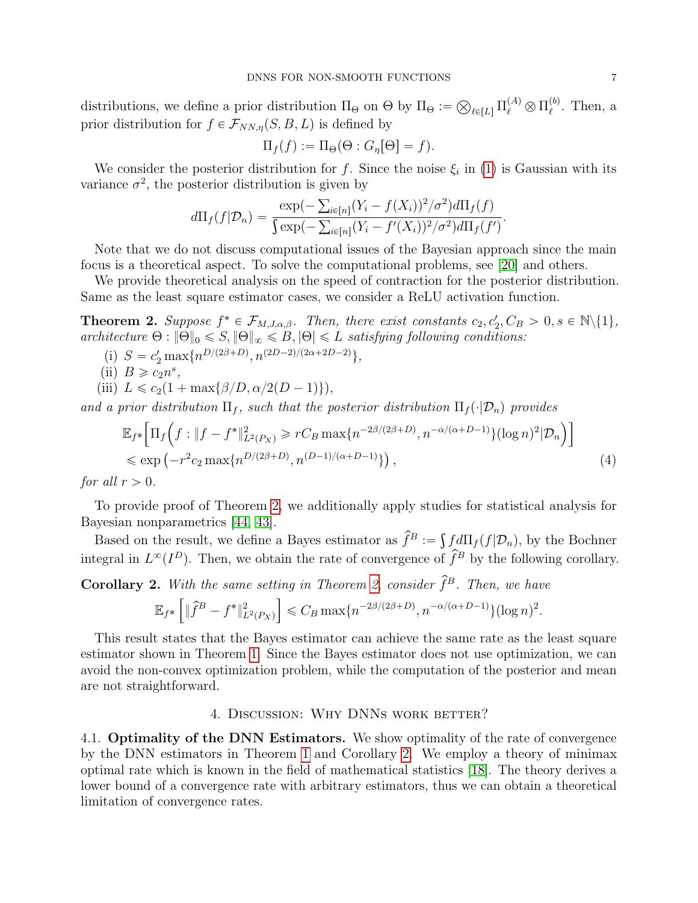distributions, we define a prior distribution $\Pi_\Theta$ on $\Theta$ by $\Pi_\Theta := \bigotimes_{\ell \in [L]} \Pi_\ell^{(A)} \otimes \Pi_\ell^{(b)}$. Then, a prior distribution for $f \in \mathcal{F}_{NN,\eta}(S,B,L)$ is defined by

$$\Pi_f(f) := \Pi_\Theta(\Theta : G_\eta[\Theta] = f).$$

We consider the posterior distribution for $f$. Since the noise $\xi_i$ in (1) is Gaussian with its variance $\sigma^2$, the posterior distribution is given by

$$d\Pi_f(f|\mathcal{D}_n) = \frac{\exp(-\sum_{i\in[n]}(Y_i - f(X_i))^2/\sigma^2)d\Pi_f(f)}{\int \exp(-\sum_{i\in[n]}(Y_i - f'(X_i))^2/\sigma^2)d\Pi_f(f')}.$$

Note that we do not discuss computational issues of the Bayesian approach since the main focus is a theoretical aspect. To solve the computational problems, see [20] and others.

We provide theoretical analysis on the speed of contraction for the posterior distribution. Same as the least square estimator cases, we consider a ReLU activation function.

**Theorem 2.** *Suppose $f^* \in \mathcal{F}_{M,J,\alpha,\beta}$. Then, there exist constants $c_2, c_2', C_B > 0, s \in \mathbb{N}\backslash\{1\}$, architecture $\Theta : \|\Theta\|_0 \leqslant S, \|\Theta\|_\infty \leqslant B, |\Theta| \leqslant L$ satisfying following conditions:*

(i) $S = c_2' \max\{n^{D/(2\beta+D)}, n^{(2D-2)/(2\alpha+2D-2)}\}$,
(ii) $B \geqslant c_2 n^s$,
(iii) $L \leqslant c_2(1 + \max\{\beta/D, \alpha/2(D-1)\})$,

*and a prior distribution $\Pi_f$, such that the posterior distribution $\Pi_f(\cdot|\mathcal{D}_n)$ provides*

$$\mathbb{E}_{f^*}\Big[\Pi_f\Big(f : \|f - f^*\|^2_{L^2(P_X)} \geqslant rC_B \max\{n^{-2\beta/(2\beta+D)}, n^{-\alpha/(\alpha+D-1)}\}(\log n)^2 | \mathcal{D}_n\Big)\Big] \leqslant \exp\left(-r^2 c_2 \max\{n^{D/(2\beta+D)}, n^{(D-1)/(\alpha+D-1)}\}\right), \tag{4}$$

*for all $r > 0$.*

To provide proof of Theorem 2, we additionally apply studies for statistical analysis for Bayesian nonparametrics [44, 43].

Based on the result, we define a Bayes estimator as $\widehat{f}^B := \int f d\Pi_f(f|\mathcal{D}_n)$, by the Bochner integral in $L^\infty(I^D)$. Then, we obtain the rate of convergence of $\widehat{f}^B$ by the following corollary.

**Corollary 2.** *With the same setting in Theorem 2, consider $\widehat{f}^B$. Then, we have*

$$\mathbb{E}_{f^*}\left[\|\widehat{f}^B - f^*\|^2_{L^2(P_X)}\right] \leqslant C_B \max\{n^{-2\beta/(2\beta+D)}, n^{-\alpha/(\alpha+D-1)}\}(\log n)^2.$$

This result states that the Bayes estimator can achieve the same rate as the least square estimator shown in Theorem 1. Since the Bayes estimator does not use optimization, we can avoid the non-convex optimization problem, while the computation of the posterior and mean are not straightforward.

## 4. Discussion: Why DNNs work better?

### 4.1. Optimality of the DNN Estimators.

We show optimality of the rate of convergence by the DNN estimators in Theorem 1 and Corollary 2. We employ a theory of minimax optimal rate which is known in the field of mathematical statistics [18]. The theory derives a lower bound of a convergence rate with arbitrary estimators, thus we can obtain a theoretical limitation of convergence rates.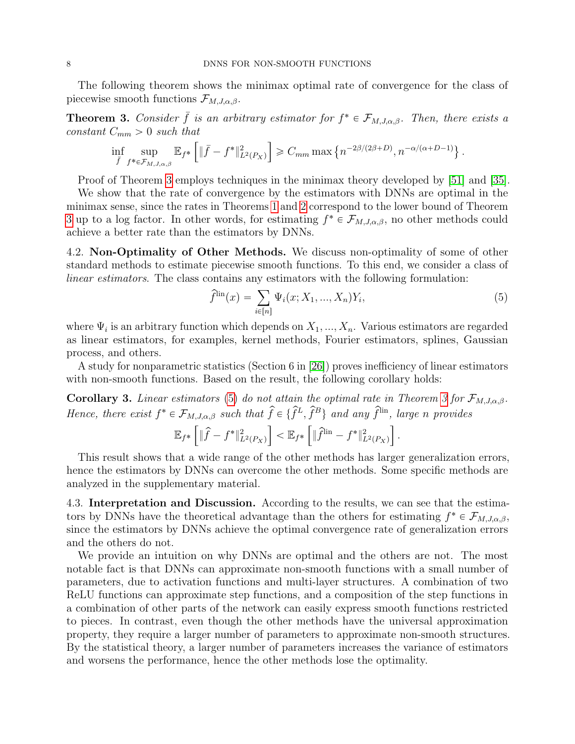The following theorem shows the minimax optimal rate of convergence for the class of piecewise smooth functions $\mathcal{F}_{M,J,\alpha,\beta}$.

**Theorem 3.** *Consider $\bar{f}$ is an arbitrary estimator for $f^* \in \mathcal{F}_{M,J,\alpha,\beta}$. Then, there exists a constant $C_{mm} > 0$ such that*

$$\inf_{\bar{f}} \sup_{f^* \in \mathcal{F}_{M,J,\alpha,\beta}} \mathbb{E}_{f^*}\left[\|\bar{f} - f^*\|^2_{L^2(P_X)}\right] \geqslant C_{mm} \max\left\{n^{-2\beta/(2\beta+D)}, n^{-\alpha/(\alpha+D-1)}\right\}.$$

Proof of Theorem 3 employs techniques in the minimax theory developed by [51] and [35].

We show that the rate of convergence by the estimators with DNNs are optimal in the minimax sense, since the rates in Theorems 1 and 2 correspond to the lower bound of Theorem 3 up to a log factor. In other words, for estimating $f^* \in \mathcal{F}_{M,J,\alpha,\beta}$, no other methods could achieve a better rate than the estimators by DNNs.

4.2. **Non-Optimality of Other Methods.** We discuss non-optimality of some of other standard methods to estimate piecewise smooth functions. To this end, we consider a class of *linear estimators*. The class contains any estimators with the following formulation:

$$\widehat{f}^{\text{lin}}(x) = \sum_{i \in [n]} \Psi_i(x; X_1, ..., X_n) Y_i, \tag{5}$$

where $\Psi_i$ is an arbitrary function which depends on $X_1, ..., X_n$. Various estimators are regarded as linear estimators, for examples, kernel methods, Fourier estimators, splines, Gaussian process, and others.

A study for nonparametric statistics (Section 6 in [26]) proves inefficiency of linear estimators with non-smooth functions. Based on the result, the following corollary holds:

**Corollary 3.** *Linear estimators (5) do not attain the optimal rate in Theorem 3 for $\mathcal{F}_{M,J,\alpha,\beta}$. Hence, there exist $f^* \in \mathcal{F}_{M,J,\alpha,\beta}$ such that $\widehat{f} \in \{\widehat{f}^L, \widehat{f}^B\}$ and any $\widehat{f}^{\text{lin}}$, large $n$ provides*

$$\mathbb{E}_{f^*}\left[\|\widehat{f} - f^*\|^2_{L^2(P_X)}\right] < \mathbb{E}_{f^*}\left[\|\widehat{f}^{\text{lin}} - f^*\|^2_{L^2(P_X)}\right].$$

This result shows that a wide range of the other methods has larger generalization errors, hence the estimators by DNNs can overcome the other methods. Some specific methods are analyzed in the supplementary material.

4.3. **Interpretation and Discussion.** According to the results, we can see that the estimators by DNNs have the theoretical advantage than the others for estimating $f^* \in \mathcal{F}_{M,J,\alpha,\beta}$, since the estimators by DNNs achieve the optimal convergence rate of generalization errors and the others do not.

We provide an intuition on why DNNs are optimal and the others are not. The most notable fact is that DNNs can approximate non-smooth functions with a small number of parameters, due to activation functions and multi-layer structures. A combination of two ReLU functions can approximate step functions, and a composition of the step functions in a combination of other parts of the network can easily express smooth functions restricted to pieces. In contrast, even though the other methods have the universal approximation property, they require a larger number of parameters to approximate non-smooth structures. By the statistical theory, a larger number of parameters increases the variance of estimators and worsens the performance, hence the other methods lose the optimality.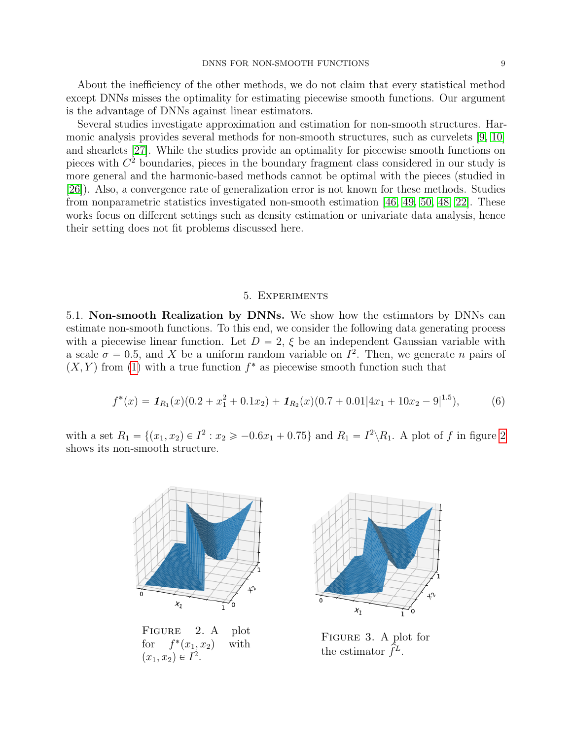About the inefficiency of the other methods, we do not claim that every statistical method except DNNs misses the optimality for estimating piecewise smooth functions. Our argument is the advantage of DNNs against linear estimators.

Several studies investigate approximation and estimation for non-smooth structures. Harmonic analysis provides several methods for non-smooth structures, such as curvelets [9, 10] and shearlets [27]. While the studies provide an optimality for piecewise smooth functions on pieces with $C^2$ boundaries, pieces in the boundary fragment class considered in our study is more general and the harmonic-based methods cannot be optimal with the pieces (studied in [26]). Also, a convergence rate of generalization error is not known for these methods. Studies from nonparametric statistics investigated non-smooth estimation [46, 49, 50, 48, 22]. These works focus on different settings such as density estimation or univariate data analysis, hence their setting does not fit problems discussed here.

## 5. Experiments

**5.1. Non-smooth Realization by DNNs.** We show how the estimators by DNNs can estimate non-smooth functions. To this end, we consider the following data generating process with a piecewise linear function. Let $D = 2$, $\xi$ be an independent Gaussian variable with a scale $\sigma = 0.5$, and $X$ be a uniform random variable on $I^2$. Then, we generate $n$ pairs of $(X, Y)$ from (1) with a true function $f^*$ as piecewise smooth function such that

$$f^*(x) = \boldsymbol{1}_{R_1}(x)(0.2 + x_1^2 + 0.1x_2) + \boldsymbol{1}_{R_2}(x)(0.7 + 0.01|4x_1 + 10x_2 - 9|^{1.5}), \tag{6}$$

with a set $R_1 = \{(x_1, x_2) \in I^2 : x_2 \geqslant -0.6x_1 + 0.75\}$ and $R_1 = I^2 \backslash R_1$. A plot of $f$ in figure 2 shows its non-smooth structure.

Figure 2. A plot for $f^*(x_1, x_2)$ with $(x_1, x_2) \in I^2$.

Figure 3. A plot for the estimator $\widehat{f}^L$.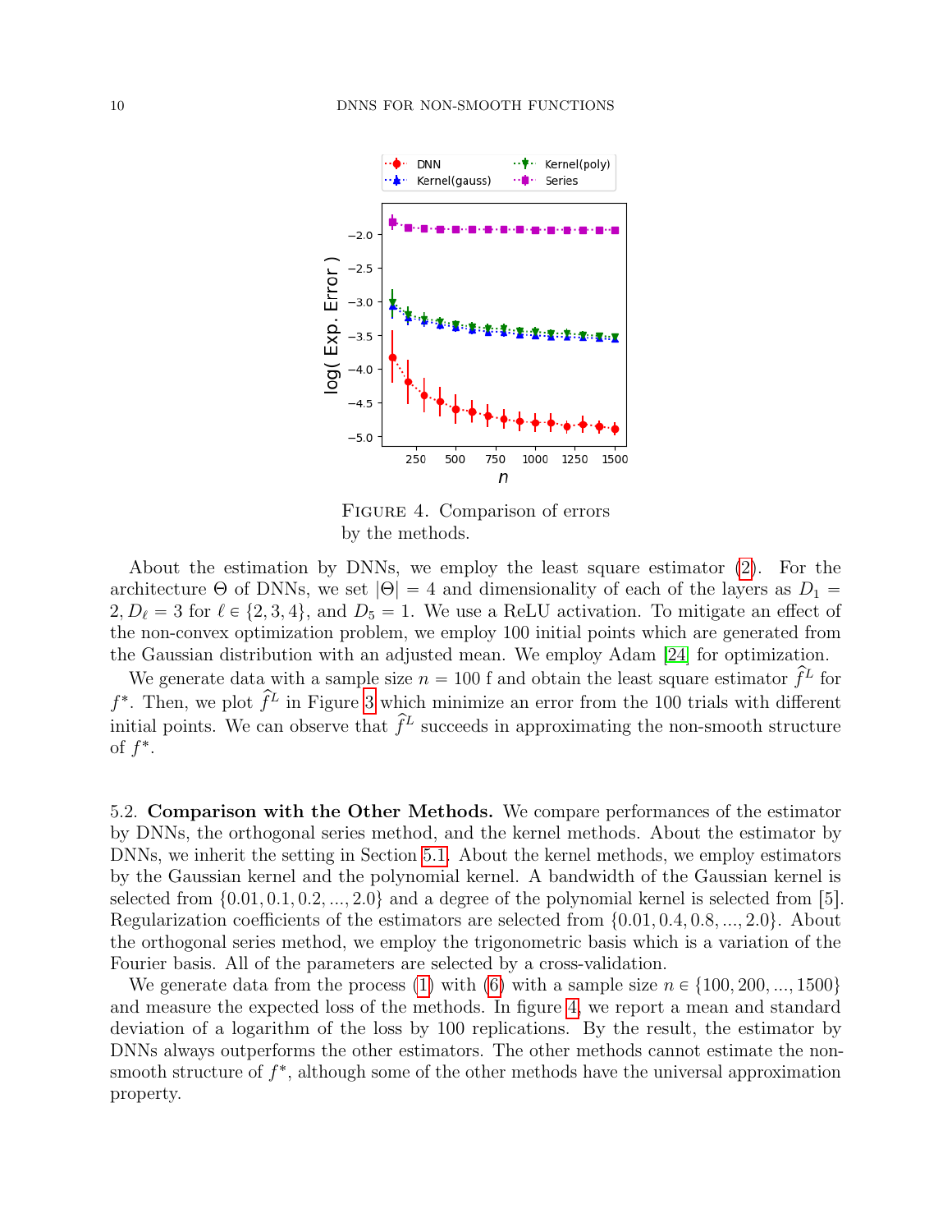FIGURE 4. Comparison of errors by the methods.

About the estimation by DNNs, we employ the least square estimator (2). For the architecture $\Theta$ of DNNs, we set $|\Theta| = 4$ and dimensionality of each of the layers as $D_1 = 2, D_\ell = 3$ for $\ell \in \{2, 3, 4\}$, and $D_5 = 1$. We use a ReLU activation. To mitigate an effect of the non-convex optimization problem, we employ 100 initial points which are generated from the Gaussian distribution with an adjusted mean. We employ Adam [24] for optimization.

We generate data with a sample size $n = 100$ f and obtain the least square estimator $\widehat{f}^L$ for $f^*$. Then, we plot $\widehat{f}^L$ in Figure 3 which minimize an error from the 100 trials with different initial points. We can observe that $\widehat{f}^L$ succeeds in approximating the non-smooth structure of $f^*$.

5.2. **Comparison with the Other Methods.** We compare performances of the estimator by DNNs, the orthogonal series method, and the kernel methods. About the estimator by DNNs, we inherit the setting in Section 5.1. About the kernel methods, we employ estimators by the Gaussian kernel and the polynomial kernel. A bandwidth of the Gaussian kernel is selected from $\{0.01, 0.1, 0.2, ..., 2.0\}$ and a degree of the polynomial kernel is selected from [5]. Regularization coefficients of the estimators are selected from $\{0.01, 0.4, 0.8, ..., 2.0\}$. About the orthogonal series method, we employ the trigonometric basis which is a variation of the Fourier basis. All of the parameters are selected by a cross-validation.

We generate data from the process (1) with (6) with a sample size $n \in \{100, 200, ..., 1500\}$ and measure the expected loss of the methods. In figure 4, we report a mean and standard deviation of a logarithm of the loss by 100 replications. By the result, the estimator by DNNs always outperforms the other estimators. The other methods cannot estimate the non-smooth structure of $f^*$, although some of the other methods have the universal approximation property.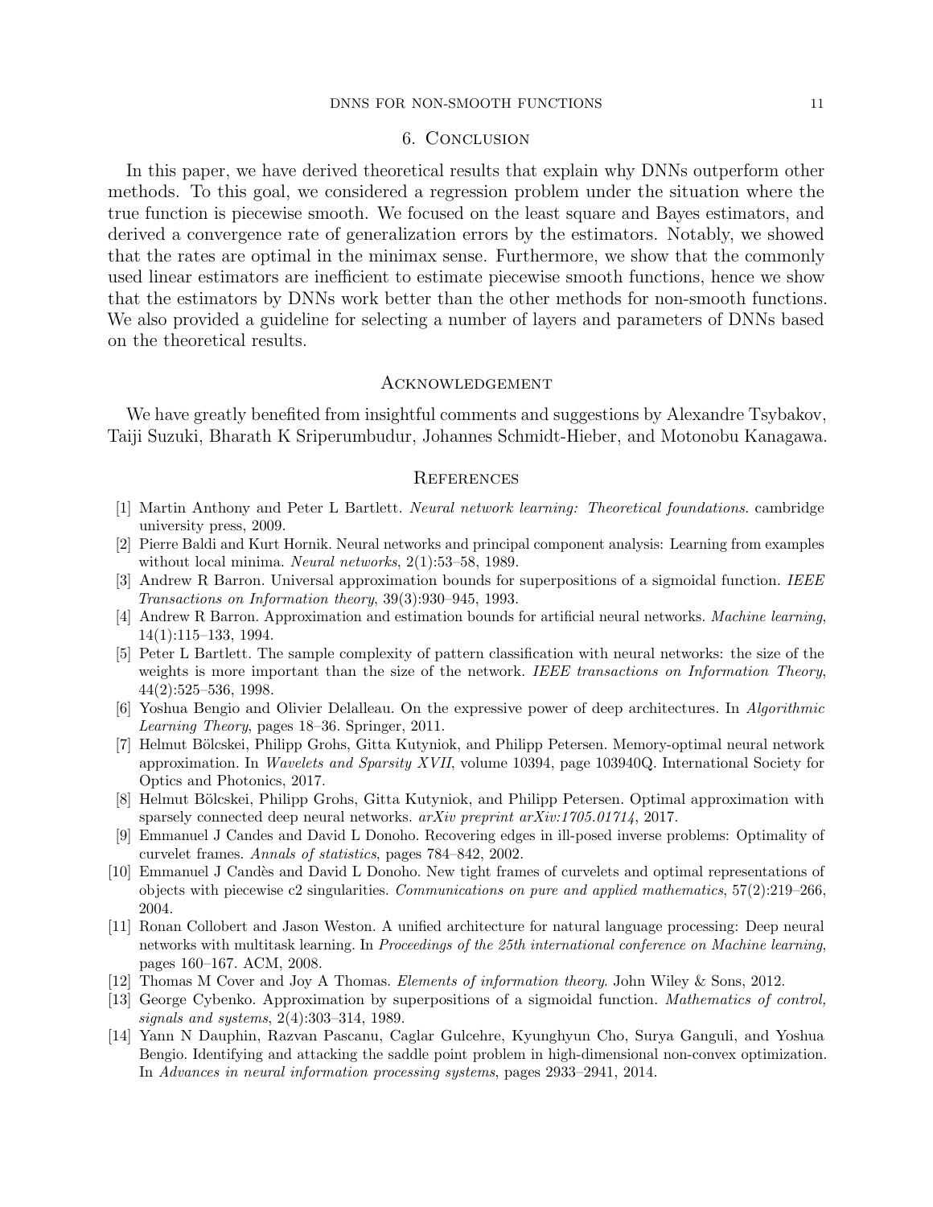## 6. Conclusion

In this paper, we have derived theoretical results that explain why DNNs outperform other methods. To this goal, we considered a regression problem under the situation where the true function is piecewise smooth. We focused on the least square and Bayes estimators, and derived a convergence rate of generalization errors by the estimators. Notably, we showed that the rates are optimal in the minimax sense. Furthermore, we show that the commonly used linear estimators are inefficient to estimate piecewise smooth functions, hence we show that the estimators by DNNs work better than the other methods for non-smooth functions. We also provided a guideline for selecting a number of layers and parameters of DNNs based on the theoretical results.

## Acknowledgement

We have greatly benefited from insightful comments and suggestions by Alexandre Tsybakov, Taiji Suzuki, Bharath K Sriperumbudur, Johannes Schmidt-Hieber, and Motonobu Kanagawa.

## References

[1] Martin Anthony and Peter L Bartlett. *Neural network learning: Theoretical foundations*. cambridge university press, 2009.

[2] Pierre Baldi and Kurt Hornik. Neural networks and principal component analysis: Learning from examples without local minima. *Neural networks*, 2(1):53–58, 1989.

[3] Andrew R Barron. Universal approximation bounds for superpositions of a sigmoidal function. *IEEE Transactions on Information theory*, 39(3):930–945, 1993.

[4] Andrew R Barron. Approximation and estimation bounds for artificial neural networks. *Machine learning*, 14(1):115–133, 1994.

[5] Peter L Bartlett. The sample complexity of pattern classification with neural networks: the size of the weights is more important than the size of the network. *IEEE transactions on Information Theory*, 44(2):525–536, 1998.

[6] Yoshua Bengio and Olivier Delalleau. On the expressive power of deep architectures. In *Algorithmic Learning Theory*, pages 18–36. Springer, 2011.

[7] Helmut Bölcskei, Philipp Grohs, Gitta Kutyniok, and Philipp Petersen. Memory-optimal neural network approximation. In *Wavelets and Sparsity XVII*, volume 10394, page 103940Q. International Society for Optics and Photonics, 2017.

[8] Helmut Bölcskei, Philipp Grohs, Gitta Kutyniok, and Philipp Petersen. Optimal approximation with sparsely connected deep neural networks. *arXiv preprint arXiv:1705.01714*, 2017.

[9] Emmanuel J Candes and David L Donoho. Recovering edges in ill-posed inverse problems: Optimality of curvelet frames. *Annals of statistics*, pages 784–842, 2002.

[10] Emmanuel J Candès and David L Donoho. New tight frames of curvelets and optimal representations of objects with piecewise c2 singularities. *Communications on pure and applied mathematics*, 57(2):219–266, 2004.

[11] Ronan Collobert and Jason Weston. A unified architecture for natural language processing: Deep neural networks with multitask learning. In *Proceedings of the 25th international conference on Machine learning*, pages 160–167. ACM, 2008.

[12] Thomas M Cover and Joy A Thomas. *Elements of information theory*. John Wiley & Sons, 2012.

[13] George Cybenko. Approximation by superpositions of a sigmoidal function. *Mathematics of control, signals and systems*, 2(4):303–314, 1989.

[14] Yann N Dauphin, Razvan Pascanu, Caglar Gulcehre, Kyunghyun Cho, Surya Ganguli, and Yoshua Bengio. Identifying and attacking the saddle point problem in high-dimensional non-convex optimization. In *Advances in neural information processing systems*, pages 2933–2941, 2014.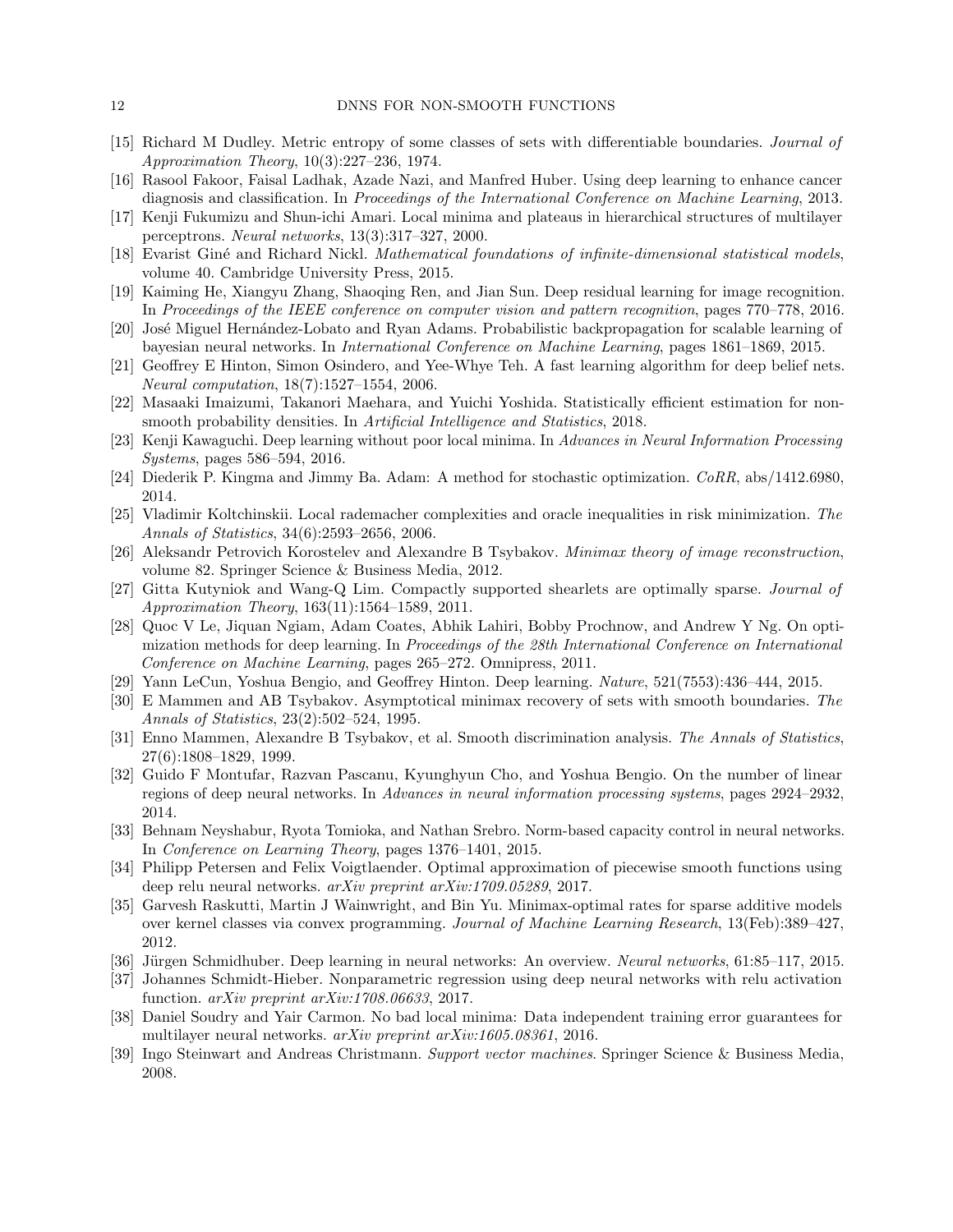[15] Richard M Dudley. Metric entropy of some classes of sets with differentiable boundaries. *Journal of Approximation Theory*, 10(3):227–236, 1974.

[16] Rasool Fakoor, Faisal Ladhak, Azade Nazi, and Manfred Huber. Using deep learning to enhance cancer diagnosis and classification. In *Proceedings of the International Conference on Machine Learning*, 2013.

[17] Kenji Fukumizu and Shun-ichi Amari. Local minima and plateaus in hierarchical structures of multilayer perceptrons. *Neural networks*, 13(3):317–327, 2000.

[18] Evarist Giné and Richard Nickl. *Mathematical foundations of infinite-dimensional statistical models*, volume 40. Cambridge University Press, 2015.

[19] Kaiming He, Xiangyu Zhang, Shaoqing Ren, and Jian Sun. Deep residual learning for image recognition. In *Proceedings of the IEEE conference on computer vision and pattern recognition*, pages 770–778, 2016.

[20] José Miguel Hernández-Lobato and Ryan Adams. Probabilistic backpropagation for scalable learning of bayesian neural networks. In *International Conference on Machine Learning*, pages 1861–1869, 2015.

[21] Geoffrey E Hinton, Simon Osindero, and Yee-Whye Teh. A fast learning algorithm for deep belief nets. *Neural computation*, 18(7):1527–1554, 2006.

[22] Masaaki Imaizumi, Takanori Maehara, and Yuichi Yoshida. Statistically efficient estimation for non-smooth probability densities. In *Artificial Intelligence and Statistics*, 2018.

[23] Kenji Kawaguchi. Deep learning without poor local minima. In *Advances in Neural Information Processing Systems*, pages 586–594, 2016.

[24] Diederik P. Kingma and Jimmy Ba. Adam: A method for stochastic optimization. *CoRR*, abs/1412.6980, 2014.

[25] Vladimir Koltchinskii. Local rademacher complexities and oracle inequalities in risk minimization. *The Annals of Statistics*, 34(6):2593–2656, 2006.

[26] Aleksandr Petrovich Korostelev and Alexandre B Tsybakov. *Minimax theory of image reconstruction*, volume 82. Springer Science & Business Media, 2012.

[27] Gitta Kutyniok and Wang-Q Lim. Compactly supported shearlets are optimally sparse. *Journal of Approximation Theory*, 163(11):1564–1589, 2011.

[28] Quoc V Le, Jiquan Ngiam, Adam Coates, Abhik Lahiri, Bobby Prochnow, and Andrew Y Ng. On optimization methods for deep learning. In *Proceedings of the 28th International Conference on International Conference on Machine Learning*, pages 265–272. Omnipress, 2011.

[29] Yann LeCun, Yoshua Bengio, and Geoffrey Hinton. Deep learning. *Nature*, 521(7553):436–444, 2015.

[30] E Mammen and AB Tsybakov. Asymptotical minimax recovery of sets with smooth boundaries. *The Annals of Statistics*, 23(2):502–524, 1995.

[31] Enno Mammen, Alexandre B Tsybakov, et al. Smooth discrimination analysis. *The Annals of Statistics*, 27(6):1808–1829, 1999.

[32] Guido F Montufar, Razvan Pascanu, Kyunghyun Cho, and Yoshua Bengio. On the number of linear regions of deep neural networks. In *Advances in neural information processing systems*, pages 2924–2932, 2014.

[33] Behnam Neyshabur, Ryota Tomioka, and Nathan Srebro. Norm-based capacity control in neural networks. In *Conference on Learning Theory*, pages 1376–1401, 2015.

[34] Philipp Petersen and Felix Voigtlaender. Optimal approximation of piecewise smooth functions using deep relu neural networks. *arXiv preprint arXiv:1709.05289*, 2017.

[35] Garvesh Raskutti, Martin J Wainwright, and Bin Yu. Minimax-optimal rates for sparse additive models over kernel classes via convex programming. *Journal of Machine Learning Research*, 13(Feb):389–427, 2012.

[36] Jürgen Schmidhuber. Deep learning in neural networks: An overview. *Neural networks*, 61:85–117, 2015.

[37] Johannes Schmidt-Hieber. Nonparametric regression using deep neural networks with relu activation function. *arXiv preprint arXiv:1708.06633*, 2017.

[38] Daniel Soudry and Yair Carmon. No bad local minima: Data independent training error guarantees for multilayer neural networks. *arXiv preprint arXiv:1605.08361*, 2016.

[39] Ingo Steinwart and Andreas Christmann. *Support vector machines*. Springer Science & Business Media, 2008.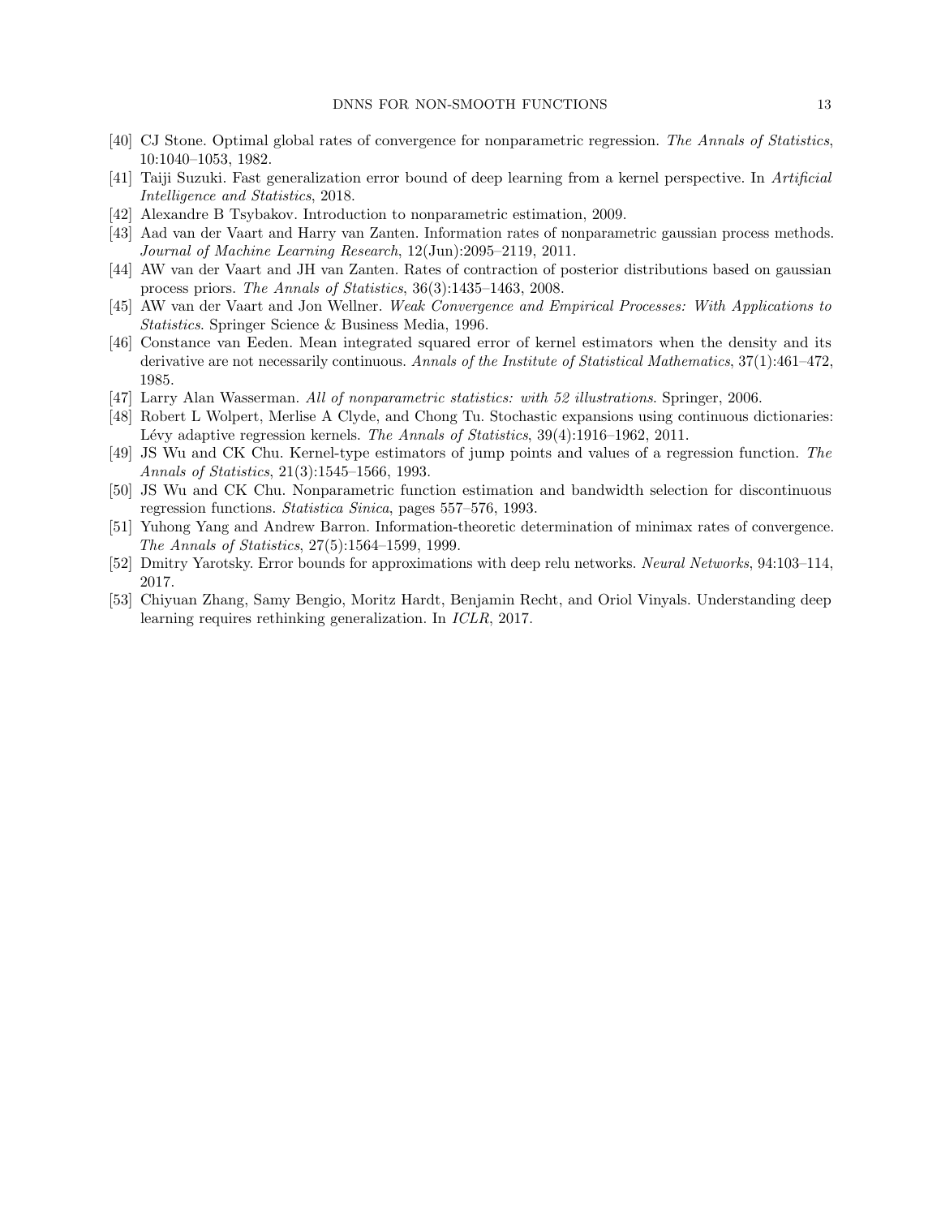[40] CJ Stone. Optimal global rates of convergence for nonparametric regression. *The Annals of Statistics*, 10:1040–1053, 1982.

[41] Taiji Suzuki. Fast generalization error bound of deep learning from a kernel perspective. In *Artificial Intelligence and Statistics*, 2018.

[42] Alexandre B Tsybakov. Introduction to nonparametric estimation, 2009.

[43] Aad van der Vaart and Harry van Zanten. Information rates of nonparametric gaussian process methods. *Journal of Machine Learning Research*, 12(Jun):2095–2119, 2011.

[44] AW van der Vaart and JH van Zanten. Rates of contraction of posterior distributions based on gaussian process priors. *The Annals of Statistics*, 36(3):1435–1463, 2008.

[45] AW van der Vaart and Jon Wellner. *Weak Convergence and Empirical Processes: With Applications to Statistics*. Springer Science & Business Media, 1996.

[46] Constance van Eeden. Mean integrated squared error of kernel estimators when the density and its derivative are not necessarily continuous. *Annals of the Institute of Statistical Mathematics*, 37(1):461–472, 1985.

[47] Larry Alan Wasserman. *All of nonparametric statistics: with 52 illustrations*. Springer, 2006.

[48] Robert L Wolpert, Merlise A Clyde, and Chong Tu. Stochastic expansions using continuous dictionaries: Lévy adaptive regression kernels. *The Annals of Statistics*, 39(4):1916–1962, 2011.

[49] JS Wu and CK Chu. Kernel-type estimators of jump points and values of a regression function. *The Annals of Statistics*, 21(3):1545–1566, 1993.

[50] JS Wu and CK Chu. Nonparametric function estimation and bandwidth selection for discontinuous regression functions. *Statistica Sinica*, pages 557–576, 1993.

[51] Yuhong Yang and Andrew Barron. Information-theoretic determination of minimax rates of convergence. *The Annals of Statistics*, 27(5):1564–1599, 1999.

[52] Dmitry Yarotsky. Error bounds for approximations with deep relu networks. *Neural Networks*, 94:103–114, 2017.

[53] Chiyuan Zhang, Samy Bengio, Moritz Hardt, Benjamin Recht, and Oriol Vinyals. Understanding deep learning requires rethinking generalization. In *ICLR*, 2017.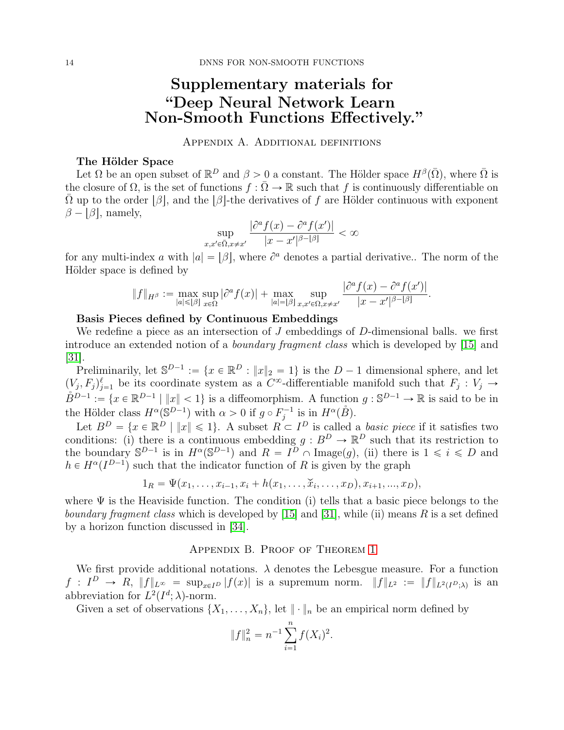# Supplementary materials for "Deep Neural Network Learn Non-Smooth Functions Effectively."

## Appendix A. Additional definitions

**The Hölder Space**

Let $\Omega$ be an open subset of $\mathbb{R}^D$ and $\beta > 0$ a constant. The Hölder space $H^\beta(\bar{\Omega})$, where $\bar{\Omega}$ is the closure of $\Omega$, is the set of functions $f : \bar{\Omega} \to \mathbb{R}$ such that $f$ is continuously differentiable on $\bar{\Omega}$ up to the order $\lfloor \beta \rfloor$, and the $\lfloor \beta \rfloor$-the derivatives of $f$ are Hölder continuous with exponent $\beta - \lfloor \beta \rfloor$, namely,

$$\sup_{x,x' \in \bar{\Omega}, x \neq x'} \frac{|\partial^a f(x) - \partial^a f(x')|}{|x - x'|^{\beta - \lfloor \beta \rfloor}} < \infty$$

for any multi-index $a$ with $|a| = \lfloor \beta \rfloor$, where $\partial^a$ denotes a partial derivative.. The norm of the Hölder space is defined by

$$\|f\|_{H^\beta} := \max_{|a| \leqslant \lfloor \beta \rfloor} \sup_{x \in \Omega} |\partial^a f(x)| + \max_{|a| = \lfloor \beta \rfloor} \sup_{x,x' \in \Omega, x \neq x'} \frac{|\partial^a f(x) - \partial^a f(x')|}{|x - x'|^{\beta - \lfloor \beta \rfloor}}.$$

**Basis Pieces defined by Continuous Embeddings**

We redefine a piece as an intersection of $J$ embeddings of $D$-dimensional balls. we first introduce an extended notion of a *boundary fragment class* which is developed by [15] and [31].

Preliminarily, let $\mathbb{S}^{D-1} := \{x \in \mathbb{R}^D : \|x\|_2 = 1\}$ is the $D-1$ dimensional sphere, and let $(V_j, F_j)_{j=1}^{\ell}$ be its coordinate system as a $C^\infty$-differentiable manifold such that $F_j : V_j \to \mathring{B}^{D-1} := \{x \in \mathbb{R}^{D-1} \mid \|x\| < 1\}$ is a diffeomorphism. A function $g : \mathbb{S}^{D-1} \to \mathbb{R}$ is said to be in the Hölder class $H^\alpha(\mathbb{S}^{D-1})$ with $\alpha > 0$ if $g \circ F_j^{-1}$ is in $H^\alpha(\mathring{B})$.

Let $B^D = \{x \in \mathbb{R}^D \mid \|x\| \leqslant 1\}$. A subset $R \subset I^D$ is called a *basic piece* if it satisfies two conditions: (i) there is a continuous embedding $g : B^D \to \mathbb{R}^D$ such that its restriction to the boundary $\mathbb{S}^{D-1}$ is in $H^\alpha(\mathbb{S}^{D-1})$ and $R = I^D \cap \mathrm{Image}(g)$, (ii) there is $1 \leqslant i \leqslant D$ and $h \in H^\alpha(I^{D-1})$ such that the indicator function of $R$ is given by the graph

$$1_R = \Psi(x_1, \ldots, x_{i-1}, x_i + h(x_1, \ldots, \breve{x}_i, \ldots, x_D), x_{i+1}, ..., x_D),$$

where $\Psi$ is the Heaviside function. The condition (i) tells that a basic piece belongs to the *boundary fragment class* which is developed by [15] and [31], while (ii) means $R$ is a set defined by a horizon function discussed in [34].

## Appendix B. Proof of Theorem 1

We first provide additional notations. $\lambda$ denotes the Lebesgue measure. For a function $f : I^D \to R$, $\|f\|_{L^\infty} = \sup_{x \in I^D} |f(x)|$ is a supremum norm. $\|f\|_{L^2} := \|f\|_{L^2(I^D;\lambda)}$ is an abbreviation for $L^2(I^d; \lambda)$-norm.

Given a set of observations $\{X_1, \ldots, X_n\}$, let $\| \cdot \|_n$ be an empirical norm defined by

$$\|f\|_n^2 = n^{-1} \sum_{i=1}^{n} f(X_i)^2.$$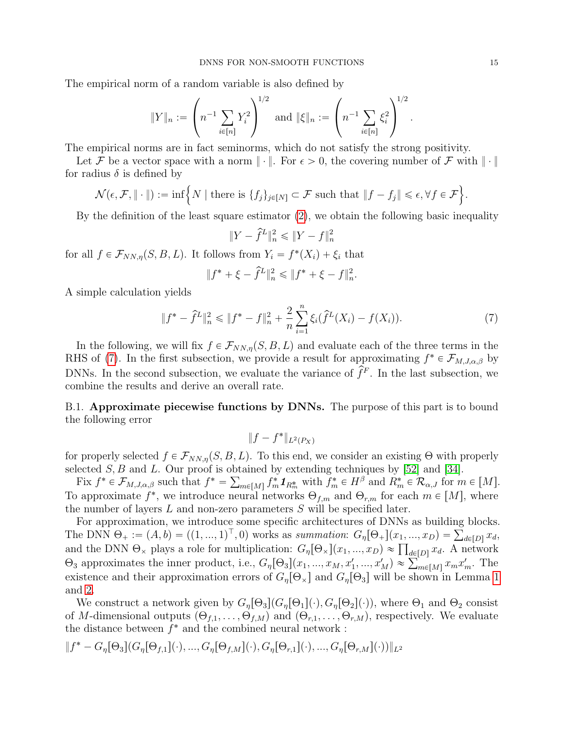The empirical norm of a random variable is also defined by

$$\|Y\|_n := \left(n^{-1} \sum_{i \in [n]} Y_i^2\right)^{1/2} \text{ and } \|\xi\|_n := \left(n^{-1} \sum_{i \in [n]} \xi_i^2\right)^{1/2}.$$

The empirical norms are in fact seminorms, which do not satisfy the strong positivity.

Let $\mathcal{F}$ be a vector space with a norm $\|\cdot\|$. For $\epsilon > 0$, the covering number of $\mathcal{F}$ with $\|\cdot\|$ for radius $\delta$ is defined by

$$\mathcal{N}(\epsilon, \mathcal{F}, \|\cdot\|) := \inf\Big\{N \mid \text{there is } \{f_j\}_{j \in [N]} \subset \mathcal{F} \text{ such that } \|f - f_j\| \leqslant \epsilon, \forall f \in \mathcal{F}\Big\}.$$

By the definition of the least square estimator (2), we obtain the following basic inequality

$$\|Y - \widehat{f}^L\|_n^2 \leqslant \|Y - f\|_n^2$$

for all $f \in \mathcal{F}_{NN,\eta}(S, B, L)$. It follows from $Y_i = f^*(X_i) + \xi_i$ that

$$\|f^* + \xi - \widehat{f}^L\|_n^2 \leqslant \|f^* + \xi - f\|_n^2.$$

A simple calculation yields

$$\|f^* - \widehat{f}^L\|_n^2 \leqslant \|f^* - f\|_n^2 + \frac{2}{n} \sum_{i=1}^n \xi_i (\widehat{f}^L(X_i) - f(X_i)). \tag{7}$$

In the following, we will fix $f \in \mathcal{F}_{NN,\eta}(S, B, L)$ and evaluate each of the three terms in the RHS of (7). In the first subsection, we provide a result for approximating $f^* \in \mathcal{F}_{M,J,\alpha,\beta}$ by DNNs. In the second subsection, we evaluate the variance of $\widehat{f}^F$. In the last subsection, we combine the results and derive an overall rate.

B.1. **Approximate piecewise functions by DNNs.** The purpose of this part is to bound the following error

$$\|f - f^*\|_{L^2(P_X)}$$

for properly selected $f \in \mathcal{F}_{NN,\eta}(S, B, L)$. To this end, we consider an existing $\Theta$ with properly selected $S, B$ and $L$. Our proof is obtained by extending techniques by [52] and [34].

Fix $f^* \in \mathcal{F}_{M,J,\alpha,\beta}$ such that $f^* = \sum_{m \in [M]} f_m^* \boldsymbol{1}_{R_m^*}$ with $f_m^* \in H^\beta$ and $R_m^* \in \mathcal{R}_{\alpha,J}$ for $m \in [M]$. To approximate $f^*$, we introduce neural networks $\Theta_{f,m}$ and $\Theta_{r,m}$ for each $m \in [M]$, where the number of layers $L$ and non-zero parameters $S$ will be specified later.

For approximation, we introduce some specific architectures of DNNs as building blocks. The DNN $\Theta_+ := (A, b) = ((1, ..., 1)^\top, 0)$ works as *summation*: $G_\eta[\Theta_+](x_1, ..., x_D) = \sum_{d \in [D]} x_d$, and the DNN $\Theta_\times$ plays a role for multiplication: $G_\eta[\Theta_\times](x_1, ..., x_D) \approx \prod_{d \in [D]} x_d$. A network $\Theta_3$ approximates the inner product, i.e., $G_\eta[\Theta_3](x_1, ..., x_M, x_1', ..., x_M') \approx \sum_{m \in [M]} x_m x_m'$. The existence and their approximation errors of $G_\eta[\Theta_\times]$ and $G_\eta[\Theta_3]$ will be shown in Lemma 1 and 2.

We construct a network given by $G_\eta[\Theta_3](G_\eta[\Theta_1](\cdot), G_\eta[\Theta_2](\cdot))$, where $\Theta_1$ and $\Theta_2$ consist of $M$-dimensional outputs $(\Theta_{f,1}, \ldots, \Theta_{f,M})$ and $(\Theta_{r,1}, \ldots, \Theta_{r,M})$, respectively. We evaluate the distance between $f^*$ and the combined neural network :

$$\|f^* - G_\eta[\Theta_3](G_\eta[\Theta_{f,1}](\cdot), ..., G_\eta[\Theta_{f,M}](\cdot), G_\eta[\Theta_{r,1}](\cdot), ..., G_\eta[\Theta_{r,M}](\cdot))\|_{L^2}$$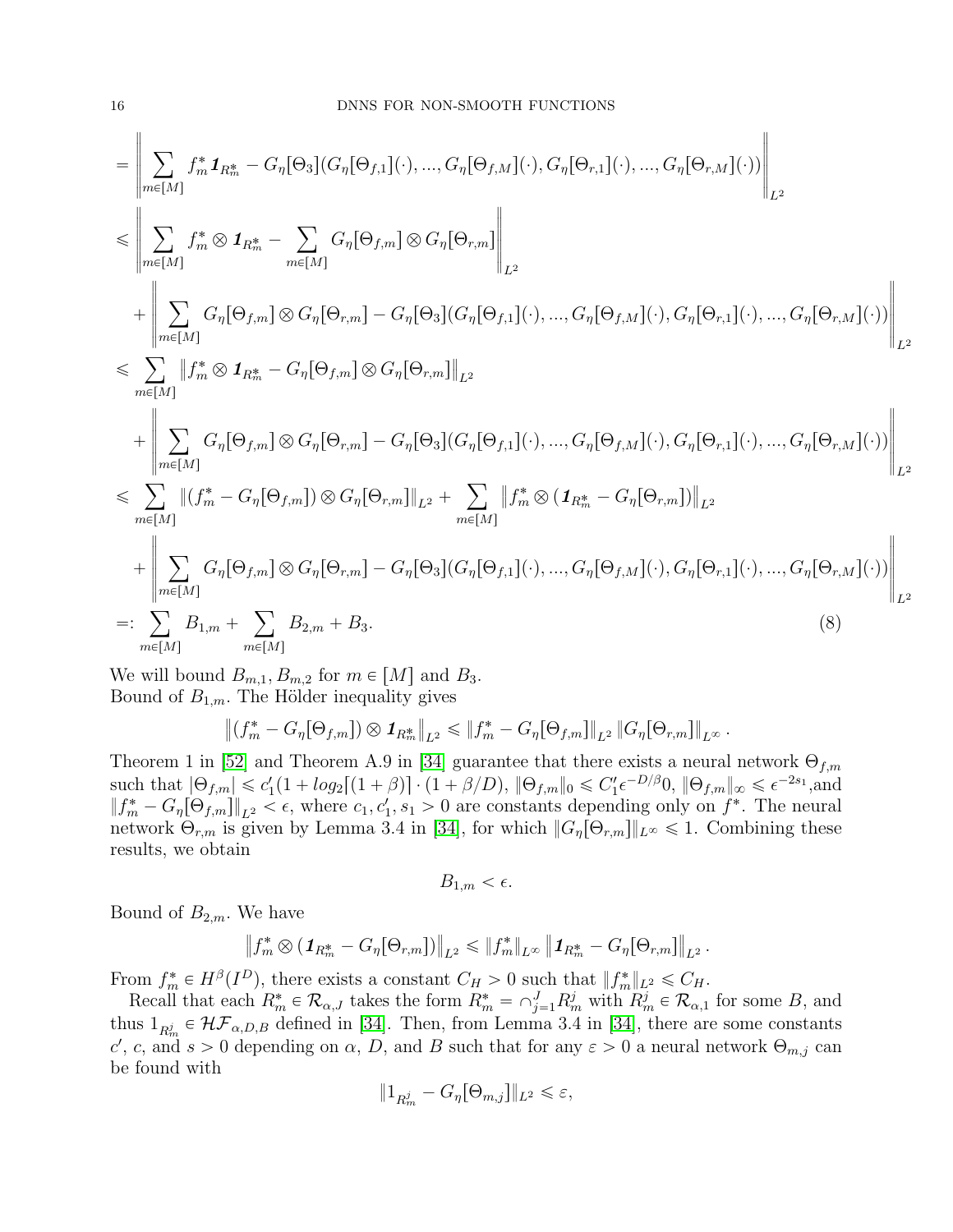$$
\begin{aligned}
&= \left\| \sum_{m\in[M]} f_m^* \mathbf{1}_{R_m^*} - G_\eta[\Theta_3](G_\eta[\Theta_{f,1}](\cdot),...,G_\eta[\Theta_{f,M}](\cdot), G_\eta[\Theta_{r,1}](\cdot),...,G_\eta[\Theta_{r,M}](\cdot)) \right\|_{L^2} \\
&\leqslant \left\| \sum_{m\in[M]} f_m^* \otimes \mathbf{1}_{R_m^*} - \sum_{m\in[M]} G_\eta[\Theta_{f,m}] \otimes G_\eta[\Theta_{r,m}] \right\|_{L^2} \\
&\quad + \left\| \sum_{m\in[M]} G_\eta[\Theta_{f,m}] \otimes G_\eta[\Theta_{r,m}] - G_\eta[\Theta_3](G_\eta[\Theta_{f,1}](\cdot),...,G_\eta[\Theta_{f,M}](\cdot), G_\eta[\Theta_{r,1}](\cdot),...,G_\eta[\Theta_{r,M}](\cdot)) \right\|_{L^2} \\
&\leqslant \sum_{m\in[M]} \left\| f_m^* \otimes \mathbf{1}_{R_m^*} - G_\eta[\Theta_{f,m}] \otimes G_\eta[\Theta_{r,m}] \right\|_{L^2} \\
&\quad + \left\| \sum_{m\in[M]} G_\eta[\Theta_{f,m}] \otimes G_\eta[\Theta_{r,m}] - G_\eta[\Theta_3](G_\eta[\Theta_{f,1}](\cdot),...,G_\eta[\Theta_{f,M}](\cdot), G_\eta[\Theta_{r,1}](\cdot),...,G_\eta[\Theta_{r,M}](\cdot)) \right\|_{L^2} \\
&\leqslant \sum_{m\in[M]} \left\| (f_m^* - G_\eta[\Theta_{f,m}]) \otimes G_\eta[\Theta_{r,m}] \right\|_{L^2} + \sum_{m\in[M]} \left\| f_m^* \otimes (\mathbf{1}_{R_m^*} - G_\eta[\Theta_{r,m}]) \right\|_{L^2} \\
&\quad + \left\| \sum_{m\in[M]} G_\eta[\Theta_{f,m}] \otimes G_\eta[\Theta_{r,m}] - G_\eta[\Theta_3](G_\eta[\Theta_{f,1}](\cdot),...,G_\eta[\Theta_{f,M}](\cdot), G_\eta[\Theta_{r,1}](\cdot),...,G_\eta[\Theta_{r,M}](\cdot)) \right\|_{L^2} \\
&=: \sum_{m\in[M]} B_{1,m} + \sum_{m\in[M]} B_{2,m} + B_3. \qquad (8)
\end{aligned}
$$

We will bound $B_{m,1}, B_{m,2}$ for $m \in [M]$ and $B_3$.
Bound of $B_{1,m}$. The Hölder inequality gives

$$
\left\| (f_m^* - G_\eta[\Theta_{f,m}]) \otimes \mathbf{1}_{R_m^*} \right\|_{L^2} \leqslant \left\| f_m^* - G_\eta[\Theta_{f,m}] \right\|_{L^2} \left\| G_\eta[\Theta_{r,m}] \right\|_{L^\infty}.
$$

Theorem 1 in [52] and Theorem A.9 in [34] guarantee that there exists a neural network $\Theta_{f,m}$ such that $|\Theta_{f,m}| \leqslant c_1'(1 + log_2\lceil(1+\beta)\rceil \cdot (1+\beta/D)$, $\|\Theta_{f,m}\|_0 \leqslant C_1' \epsilon^{-D/\beta} 0$, $\|\Theta_{f,m}\|_\infty \leqslant \epsilon^{-2s_1}$,and $\|f_m^* - G_\eta[\Theta_{f,m}]\|_{L^2} < \epsilon$, where $c_1, c_1', s_1 > 0$ are constants depending only on $f^*$. The neural network $\Theta_{r,m}$ is given by Lemma 3.4 in [34], for which $\|G_\eta[\Theta_{r,m}]\|_{L^\infty} \leqslant 1$. Combining these results, we obtain

$$
B_{1,m} < \epsilon.
$$

Bound of $B_{2,m}$. We have

$$
\left\| f_m^* \otimes (\mathbf{1}_{R_m^*} - G_\eta[\Theta_{r,m}]) \right\|_{L^2} \leqslant \left\| f_m^* \right\|_{L^\infty} \left\| \mathbf{1}_{R_m^*} - G_\eta[\Theta_{r,m}] \right\|_{L^2}.
$$

From $f_m^* \in H^\beta(I^D)$, there exists a constant $C_H > 0$ such that $\|f_m^*\|_{L^2} \leqslant C_H$.

Recall that each $R_m^* \in \mathcal{R}_{\alpha,J}$ takes the form $R_m^* = \cap_{j=1}^J R_m^j$ with $R_m^j \in \mathcal{R}_{\alpha,1}$ for some $B$, and thus $1_{R_m^j} \in \mathcal{HF}_{\alpha,D,B}$ defined in [34]. Then, from Lemma 3.4 in [34], there are some constants $c'$, $c$, and $s > 0$ depending on $\alpha$, $D$, and $B$ such that for any $\varepsilon > 0$ a neural network $\Theta_{m,j}$ can be found with

$$
\|1_{R_m^j} - G_\eta[\Theta_{m,j}]\|_{L^2} \leqslant \varepsilon,
$$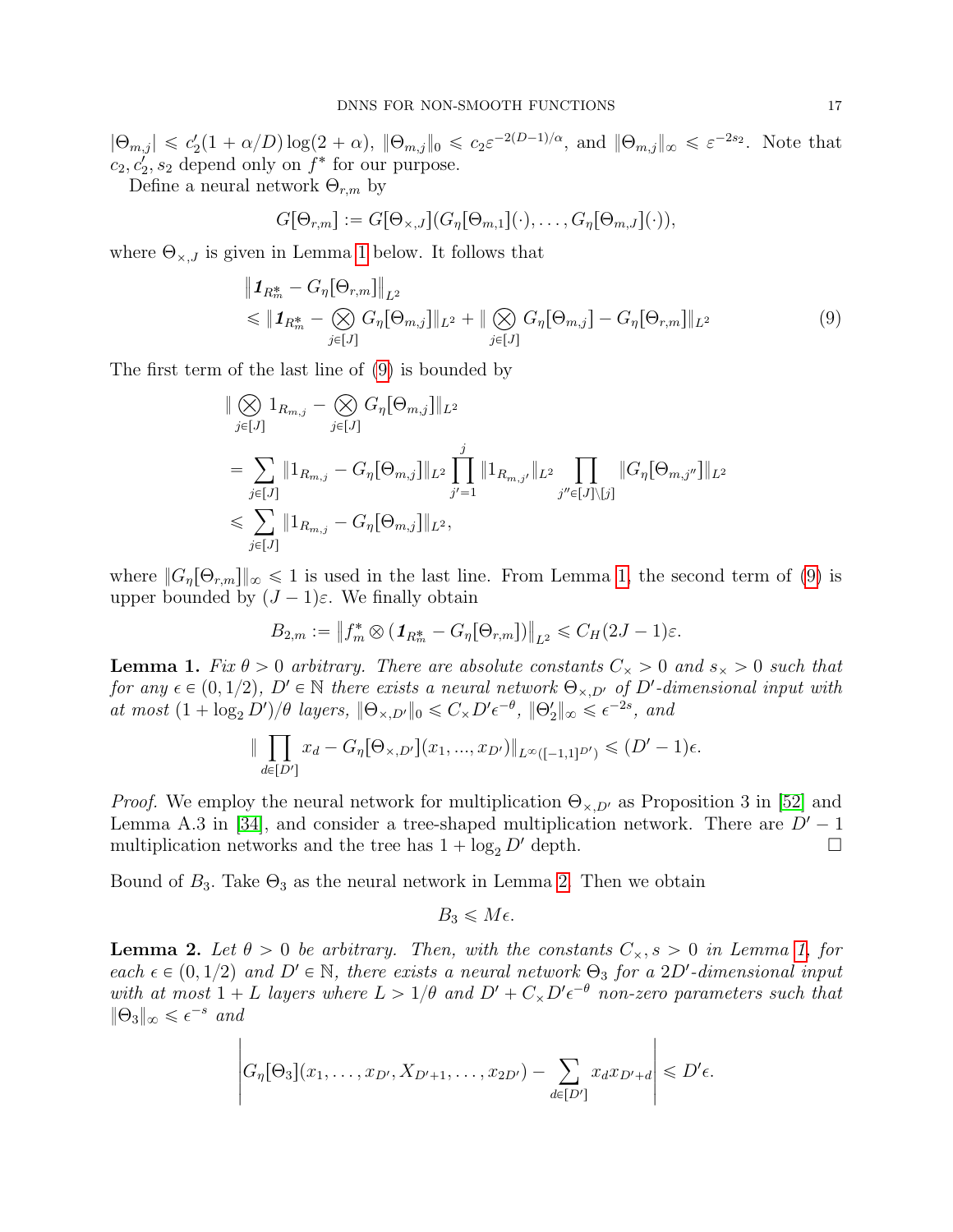$|\Theta_{m,j}| \leqslant c_2'(1+\alpha/D)\log(2+\alpha)$, $\|\Theta_{m,j}\|_0 \leqslant c_2\varepsilon^{-2(D-1)/\alpha}$, and $\|\Theta_{m,j}\|_\infty \leqslant \varepsilon^{-2s_2}$. Note that $c_2, c_2', s_2$ depend only on $f^*$ for our purpose.

Define a neural network $\Theta_{r,m}$ by

$$G[\Theta_{r,m}] := G[\Theta_{\times,J}](G_\eta[\Theta_{m,1}](\cdot),\ldots,G_\eta[\Theta_{m,J}](\cdot)),$$

where $\Theta_{\times,J}$ is given in Lemma 1 below. It follows that

$$\begin{aligned}
&\left\|\boldsymbol{1}_{R_m^*} - G_\eta[\Theta_{r,m}]\right\|_{L^2} \\
&\leqslant \|\boldsymbol{1}_{R_m^*} - \bigotimes_{j\in[J]} G_\eta[\Theta_{m,j}]\|_{L^2} + \|\bigotimes_{j\in[J]} G_\eta[\Theta_{m,j}] - G_\eta[\Theta_{r,m}]\|_{L^2}
\end{aligned} \tag{9}$$

The first term of the last line of (9) is bounded by

$$\begin{aligned}
&\|\bigotimes_{j\in[J]} 1_{R_{m,j}} - \bigotimes_{j\in[J]} G_\eta[\Theta_{m,j}]\|_{L^2} \\
&= \sum_{j\in[J]} \|1_{R_{m,j}} - G_\eta[\Theta_{m,j}]\|_{L^2} \prod_{j'=1}^{j} \|1_{R_{m,j'}}\|_{L^2} \prod_{j''\in[J]\setminus[j]} \|G_\eta[\Theta_{m,j''}]\|_{L^2} \\
&\leqslant \sum_{j\in[J]} \|1_{R_{m,j}} - G_\eta[\Theta_{m,j}]\|_{L^2},
\end{aligned}$$

where $\|G_\eta[\Theta_{r,m}]\|_\infty \leqslant 1$ is used in the last line. From Lemma 1, the second term of (9) is upper bounded by $(J-1)\varepsilon$. We finally obtain

$$B_{2,m} := \left\|f_m^* \otimes (\boldsymbol{1}_{R_m^*} - G_\eta[\Theta_{r,m}])\right\|_{L^2} \leqslant C_H(2J-1)\varepsilon.$$

**Lemma 1.** *Fix $\theta > 0$ arbitrary. There are absolute constants $C_\times > 0$ and $s_\times > 0$ such that for any $\epsilon \in (0, 1/2)$, $D' \in \mathbb{N}$ there exists a neural network $\Theta_{\times,D'}$ of $D'$-dimensional input with at most $(1+\log_2 D')/\theta$ layers, $\|\Theta_{\times,D'}\|_0 \leqslant C_\times D'\epsilon^{-\theta}$, $\|\Theta_2'\|_\infty \leqslant \epsilon^{-2s}$, and*

$$\|\prod_{d\in[D']} x_d - G_\eta[\Theta_{\times,D'}](x_1,...,x_{D'})\|_{L^\infty([-1,1]^{D'})} \leqslant (D'-1)\epsilon.$$

*Proof.* We employ the neural network for multiplication $\Theta_{\times,D'}$ as Proposition 3 in [52] and Lemma A.3 in [34], and consider a tree-shaped multiplication network. There are $D'-1$ multiplication networks and the tree has $1+\log_2 D'$ depth. □

Bound of $B_3$. Take $\Theta_3$ as the neural network in Lemma 2. Then we obtain

$$B_3 \leqslant M\epsilon.$$

**Lemma 2.** *Let $\theta > 0$ be arbitrary. Then, with the constants $C_\times, s > 0$ in Lemma 1, for each $\epsilon \in (0, 1/2)$ and $D' \in \mathbb{N}$, there exists a neural network $\Theta_3$ for a $2D'$-dimensional input with at most $1+L$ layers where $L > 1/\theta$ and $D' + C_\times D'\epsilon^{-\theta}$ non-zero parameters such that $\|\Theta_3\|_\infty \leqslant \epsilon^{-s}$ and*

$$\left|G_\eta[\Theta_3](x_1,\ldots,x_{D'},X_{D'+1},\ldots,x_{2D'}) - \sum_{d\in[D']} x_d x_{D'+d}\right| \leqslant D'\epsilon.$$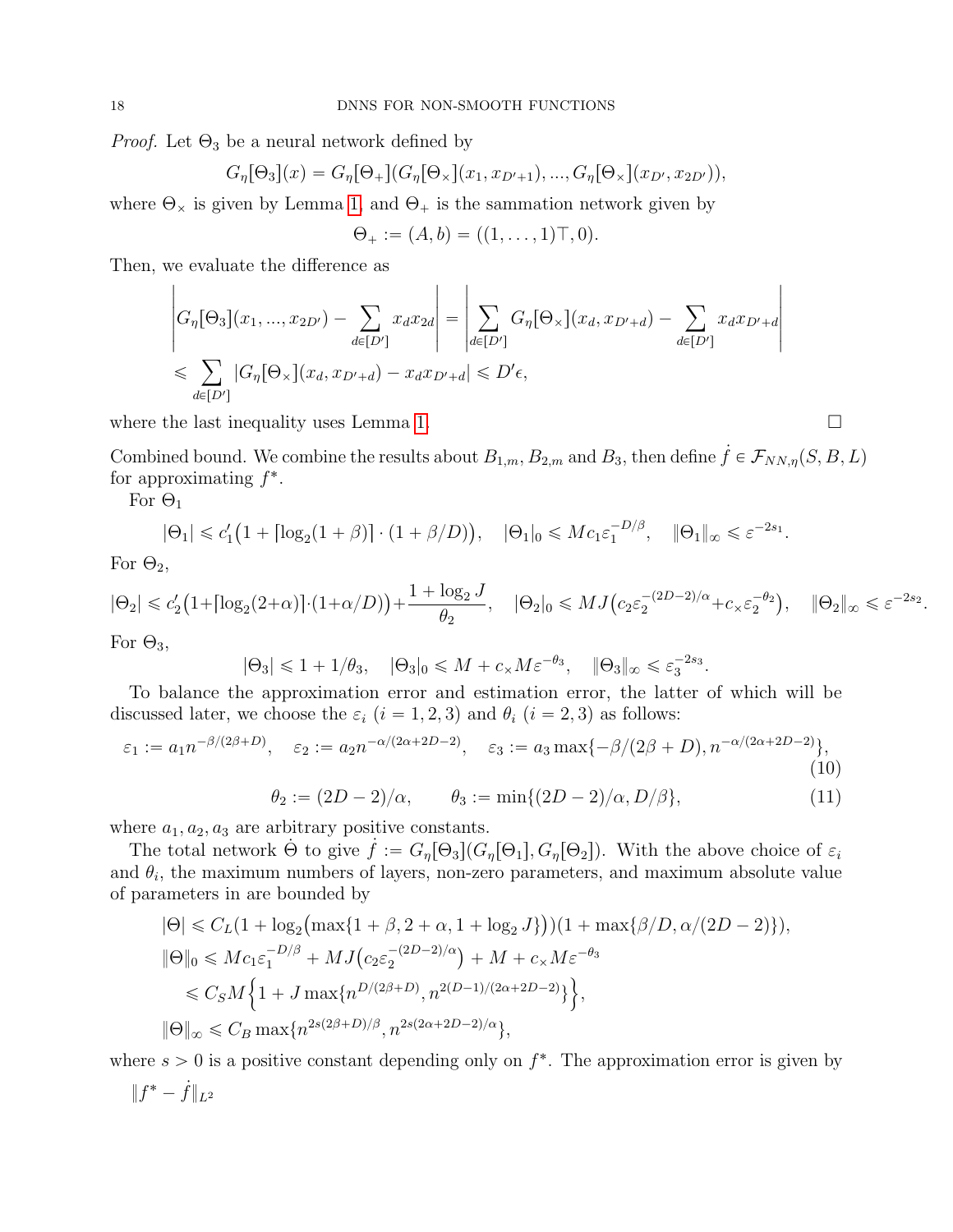*Proof.* Let $\Theta_3$ be a neural network defined by

$$G_\eta[\Theta_3](x) = G_\eta[\Theta_+](G_\eta[\Theta_\times](x_1, x_{D'+1}), ..., G_\eta[\Theta_\times](x_{D'}, x_{2D'})),$$

where $\Theta_\times$ is given by Lemma 1, and $\Theta_+$ is the sammation network given by

$$\Theta_+ := (A, b) = ((1, \dots, 1)^\top, 0).$$

Then, we evaluate the difference as

$$\begin{aligned}
&\left| G_\eta[\Theta_3](x_1, ..., x_{2D'}) - \sum_{d \in [D']} x_d x_{2d} \right| = \left| \sum_{d \in [D']} G_\eta[\Theta_\times](x_d, x_{D'+d}) - \sum_{d \in [D']} x_d x_{D'+d} \right| \\
&\leqslant \sum_{d \in [D']} |G_\eta[\Theta_\times](x_d, x_{D'+d}) - x_d x_{D'+d}| \leqslant D'\epsilon,
\end{aligned}$$

where the last inequality uses Lemma 1. □

Combined bound. We combine the results about $B_{1,m}$, $B_{2,m}$ and $B_3$, then define $\dot{f} \in \mathcal{F}_{NN,\eta}(S, B, L)$ for approximating $f^*$.

For $\Theta_1$

$$|\Theta_1| \leqslant c_1'\big(1 + \lceil \log_2(1+\beta) \rceil \cdot (1 + \beta/D)\big), \quad |\Theta_1|_0 \leqslant M c_1 \varepsilon_1^{-D/\beta}, \quad \|\Theta_1\|_\infty \leqslant \varepsilon^{-2s_1}.$$

For $\Theta_2$,

$$|\Theta_2| \leqslant c_2'\big(1+\lceil \log_2(2+\alpha) \rceil \cdot (1+\alpha/D)\big) + \frac{1 + \log_2 J}{\theta_2}, \quad |\Theta_2|_0 \leqslant MJ\big(c_2 \varepsilon_2^{-(2D-2)/\alpha} + c_\times \varepsilon_2^{-\theta_2}\big), \quad \|\Theta_2\|_\infty \leqslant \varepsilon^{-2s_2}.$$

For $\Theta_3$,

$$|\Theta_3| \leqslant 1 + 1/\theta_3, \quad |\Theta_3|_0 \leqslant M + c_\times M \varepsilon^{-\theta_3}, \quad \|\Theta_3\|_\infty \leqslant \varepsilon_3^{-2s_3}.$$

To balance the approximation error and estimation error, the latter of which will be discussed later, we choose the $\varepsilon_i$ $(i = 1, 2, 3)$ and $\theta_i$ $(i = 2, 3)$ as follows:

$$\varepsilon_1 := a_1 n^{-\beta/(2\beta+D)}, \quad \varepsilon_2 := a_2 n^{-\alpha/(2\alpha+2D-2)}, \quad \varepsilon_3 := a_3 \max\{-\beta/(2\beta+D), n^{-\alpha/(2\alpha+2D-2)}\}, \tag{10}$$

$$\theta_2 := (2D-2)/\alpha, \qquad \theta_3 := \min\{(2D-2)/\alpha, D/\beta\}, \tag{11}$$

where $a_1, a_2, a_3$ are arbitrary positive constants.

The total network $\dot{\Theta}$ to give $\dot{f} := G_\eta[\Theta_3](G_\eta[\Theta_1], G_\eta[\Theta_2])$. With the above choice of $\varepsilon_i$ and $\theta_i$, the maximum numbers of layers, non-zero parameters, and maximum absolute value of parameters in are bounded by

$$\begin{aligned}
|\Theta| &\leqslant C_L(1 + \log_2\big(\max\{1+\beta, 2+\alpha, 1 + \log_2 J\}\big))(1 + \max\{\beta/D, \alpha/(2D-2)\}), \\
\|\Theta\|_0 &\leqslant M c_1 \varepsilon_1^{-D/\beta} + MJ\big(c_2 \varepsilon_2^{-(2D-2)/\alpha}\big) + M + c_\times M \varepsilon^{-\theta_3} \\
&\leqslant C_S M \Big\{1 + J \max\{n^{D/(2\beta+D)}, n^{2(D-1)/(2\alpha+2D-2)}\}\Big\}, \\
\|\Theta\|_\infty &\leqslant C_B \max\{n^{2s(2\beta+D)/\beta}, n^{2s(2\alpha+2D-2)/\alpha}\},
\end{aligned}$$

where $s > 0$ is a positive constant depending only on $f^*$. The approximation error is given by

$\|f^* - \dot{f}\|_{L^2}$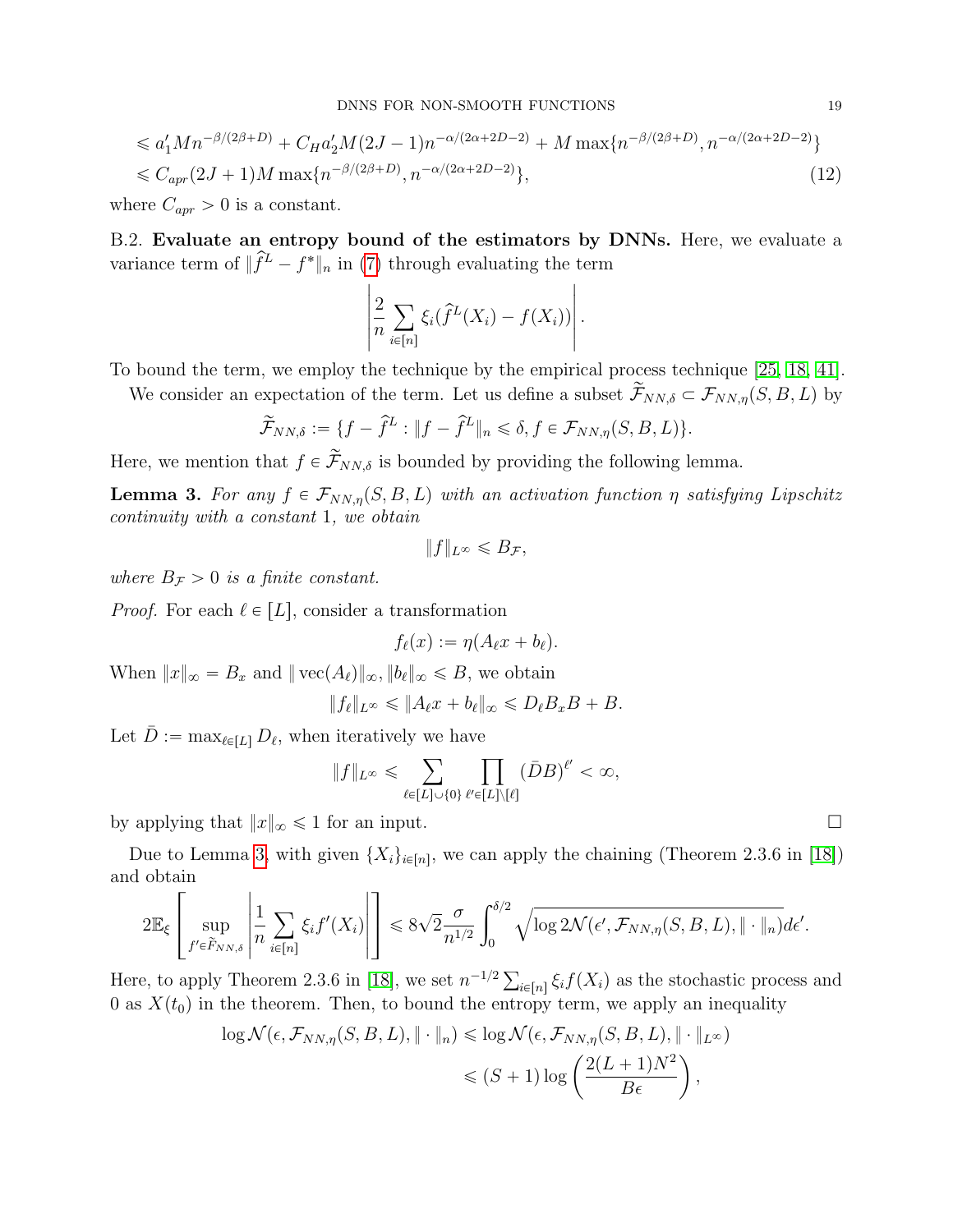$$
\begin{aligned}
&\leqslant a_1' M n^{-\beta/(2\beta+D)} + C_H a_2' M (2J-1) n^{-\alpha/(2\alpha+2D-2)} + M \max\{n^{-\beta/(2\beta+D)}, n^{-\alpha/(2\alpha+2D-2)}\} \\
&\leqslant C_{apr}(2J+1) M \max\{n^{-\beta/(2\beta+D)}, n^{-\alpha/(2\alpha+2D-2)}\}, \qquad (12)
\end{aligned}
$$

where $C_{apr} > 0$ is a constant.

B.2. **Evaluate an entropy bound of the estimators by DNNs.** Here, we evaluate a variance term of $\|\widehat{f}^L - f^*\|_n$ in (7) through evaluating the term

$$
\left| \frac{2}{n} \sum_{i \in [n]} \xi_i (\widehat{f}^L(X_i) - f(X_i)) \right|.
$$

To bound the term, we employ the technique by the empirical process technique [25, 18, 41].

We consider an expectation of the term. Let us define a subset $\widetilde{\mathcal{F}}_{NN,\delta} \subset \mathcal{F}_{NN,\eta}(S,B,L)$ by

$$
\widetilde{\mathcal{F}}_{NN,\delta} := \{ f - \widehat{f}^L : \|f - \widehat{f}^L\|_n \leqslant \delta, f \in \mathcal{F}_{NN,\eta}(S,B,L)\}.
$$

Here, we mention that $f \in \widetilde{\mathcal{F}}_{NN,\delta}$ is bounded by providing the following lemma.

**Lemma 3.** *For any $f \in \mathcal{F}_{NN,\eta}(S,B,L)$ with an activation function $\eta$ satisfying Lipschitz continuity with a constant 1, we obtain*

$$
\|f\|_{L^\infty} \leqslant B_{\mathcal{F}},
$$

*where $B_{\mathcal{F}} > 0$ is a finite constant.*

*Proof.* For each $\ell \in [L]$, consider a transformation

$$
f_\ell(x) := \eta(A_\ell x + b_\ell).
$$

When $\|x\|_\infty = B_x$ and $\|\operatorname{vec}(A_\ell)\|_\infty, \|b_\ell\|_\infty \leqslant B$, we obtain

$$
\|f_\ell\|_{L^\infty} \leqslant \|A_\ell x + b_\ell\|_\infty \leqslant D_\ell B_x B + B.
$$

Let $\bar{D} := \max_{\ell \in [L]} D_\ell$, when iteratively we have

$$
\|f\|_{L^\infty} \leqslant \sum_{\ell \in [L] \cup \{0\}} \prod_{\ell' \in [L] \backslash [\ell]} (\bar{D}B)^{\ell'} < \infty,
$$

by applying that $\|x\|_\infty \leqslant 1$ for an input. $\square$

Due to Lemma 3, with given $\{X_i\}_{i \in [n]}$, we can apply the chaining (Theorem 2.3.6 in [18]) and obtain

$$
2\mathbb{E}_\xi \left[ \sup_{f' \in \widetilde{F}_{NN,\delta}} \left| \frac{1}{n} \sum_{i \in [n]} \xi_i f'(X_i) \right| \right] \leqslant 8\sqrt{2} \frac{\sigma}{n^{1/2}} \int_0^{\delta/2} \sqrt{\log 2\mathcal{N}(\epsilon', \mathcal{F}_{NN,\eta}(S,B,L), \|\cdot\|_n)} d\epsilon'.
$$

Here, to apply Theorem 2.3.6 in [18], we set $n^{-1/2} \sum_{i \in [n]} \xi_i f(X_i)$ as the stochastic process and 0 as $X(t_0)$ in the theorem. Then, to bound the entropy term, we apply an inequality

$$
\begin{aligned}
\log \mathcal{N}(\epsilon, \mathcal{F}_{NN,\eta}(S,B,L), \|\cdot\|_n) &\leqslant \log \mathcal{N}(\epsilon, \mathcal{F}_{NN,\eta}(S,B,L), \|\cdot\|_{L^\infty}) \\
&\leqslant (S+1) \log\left( \frac{2(L+1)N^2}{B\epsilon} \right),
\end{aligned}
$$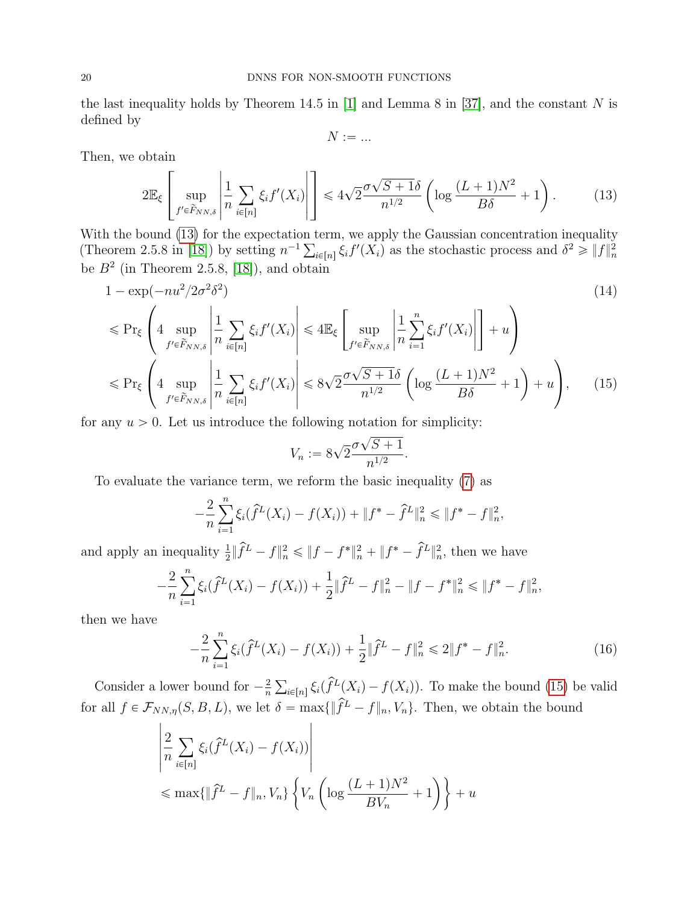the last inequality holds by Theorem 14.5 in [1] and Lemma 8 in [37], and the constant $N$ is defined by

$$N := ...$$

Then, we obtain

$$2\mathbb{E}_\xi \left[ \sup_{f' \in \widetilde{F}_{NN,\delta}} \left| \frac{1}{n} \sum_{i \in [n]} \xi_i f'(X_i) \right| \right] \leqslant 4\sqrt{2} \frac{\sigma \sqrt{S+1}\delta}{n^{1/2}} \left( \log \frac{(L+1)N^2}{B\delta} + 1 \right). \tag{13}$$

With the bound (13) for the expectation term, we apply the Gaussian concentration inequality (Theorem 2.5.8 in [18]) by setting $n^{-1} \sum_{i \in [n]} \xi_i f'(X_i)$ as the stochastic process and $\delta^2 \geqslant \|f\|_n^2$ be $B^2$ (in Theorem 2.5.8, [18]), and obtain

$$\begin{aligned}
&1 - \exp(-nu^2/2\sigma^2\delta^2) \qquad\qquad\qquad\qquad\qquad\qquad\qquad\qquad\qquad\qquad\qquad\qquad (14)\\
&\leqslant \Pr_\xi \left( 4 \sup_{f' \in \widetilde{F}_{NN,\delta}} \left| \frac{1}{n} \sum_{i \in [n]} \xi_i f'(X_i) \right| \leqslant 4\mathbb{E}_\xi \left[ \sup_{f' \in \widetilde{F}_{NN,\delta}} \left| \frac{1}{n} \sum_{i=1}^n \xi_i f'(X_i) \right| \right] + u \right) \\
&\leqslant \Pr_\xi \left( 4 \sup_{f' \in \widetilde{F}_{NN,\delta}} \left| \frac{1}{n} \sum_{i \in [n]} \xi_i f'(X_i) \right| \leqslant 8\sqrt{2} \frac{\sigma \sqrt{S+1}\delta}{n^{1/2}} \left( \log \frac{(L+1)N^2}{B\delta} + 1 \right) + u \right), \qquad (15)
\end{aligned}$$

for any $u > 0$. Let us introduce the following notation for simplicity:

$$V_n := 8\sqrt{2} \frac{\sigma\sqrt{S+1}}{n^{1/2}}.$$

To evaluate the variance term, we reform the basic inequality (7) as

$$-\frac{2}{n} \sum_{i=1}^n \xi_i (\widehat{f}^L(X_i) - f(X_i)) + \|f^* - \widehat{f}^L\|_n^2 \leqslant \|f^* - f\|_n^2,$$

and apply an inequality $\frac{1}{2}\|\widehat{f}^L - f\|_n^2 \leqslant \|f - f^*\|_n^2 + \|f^* - \widehat{f}^L\|_n^2$, then we have

$$-\frac{2}{n} \sum_{i=1}^n \xi_i (\widehat{f}^L(X_i) - f(X_i)) + \frac{1}{2}\|\widehat{f}^L - f\|_n^2 - \|f - f^*\|_n^2 \leqslant \|f^* - f\|_n^2,$$

then we have

$$-\frac{2}{n} \sum_{i=1}^n \xi_i (\widehat{f}^L(X_i) - f(X_i)) + \frac{1}{2}\|\widehat{f}^L - f\|_n^2 \leqslant 2\|f^* - f\|_n^2. \tag{16}$$

Consider a lower bound for $-\frac{2}{n}\sum_{i \in [n]} \xi_i (\widehat{f}^L(X_i) - f(X_i))$. To make the bound (15) be valid for all $f \in \mathcal{F}_{NN,\eta}(S, B, L)$, we let $\delta = \max\{\|\widehat{f}^L - f\|_n, V_n\}$. Then, we obtain the bound

$$\begin{aligned}
&\left| \frac{2}{n} \sum_{i \in [n]} \xi_i (\widehat{f}^L(X_i) - f(X_i)) \right| \\
&\leqslant \max\{\|\widehat{f}^L - f\|_n, V_n\} \left\{ V_n \left( \log \frac{(L+1)N^2}{BV_n} + 1 \right) \right\} + u
\end{aligned}$$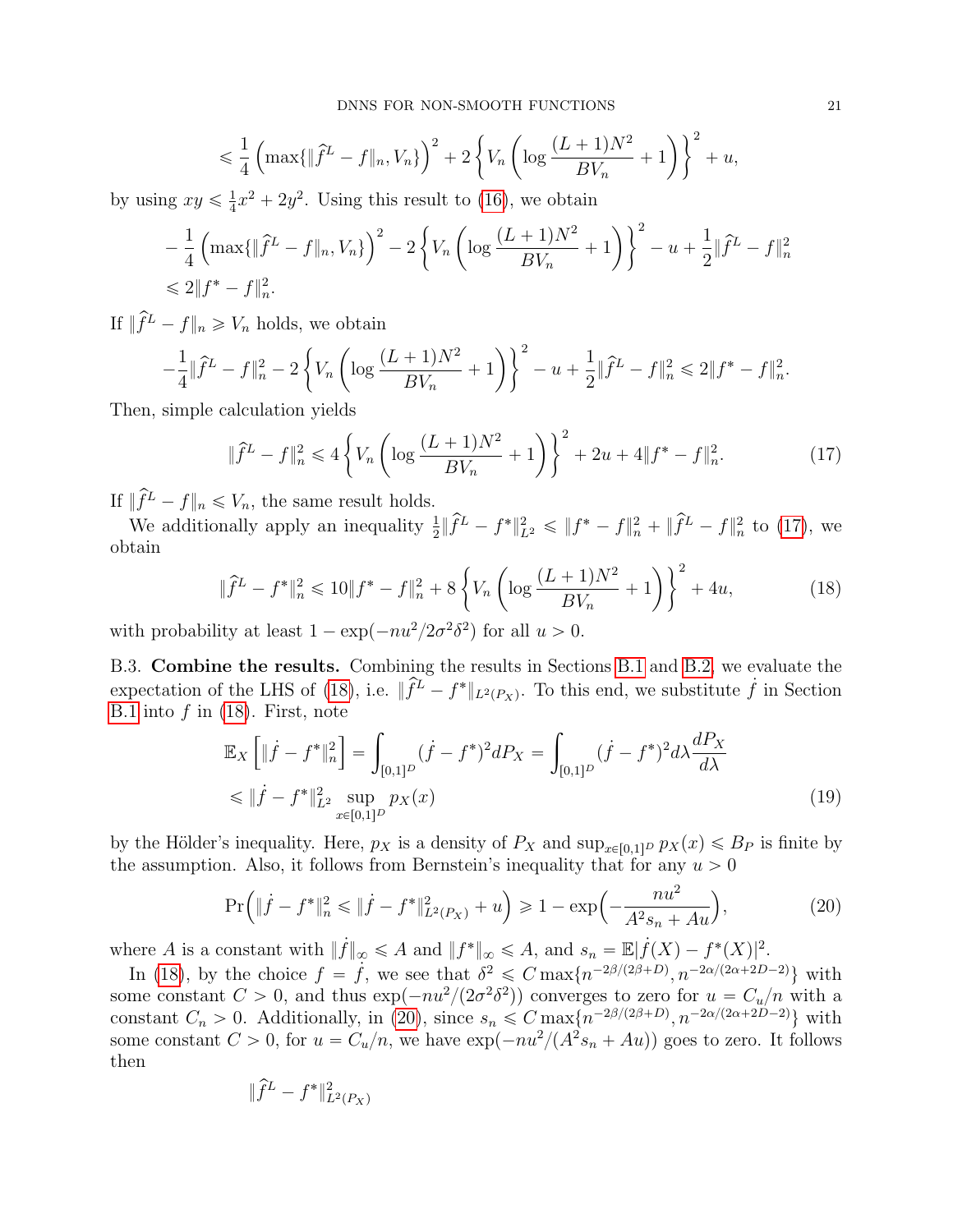$$\leqslant \frac{1}{4}\left(\max\{\|\widehat{f}^L - f\|_n, V_n\}\right)^2 + 2\left\{V_n\left(\log\frac{(L+1)N^2}{BV_n}+1\right)\right\}^2 + u,$$

by using $xy \leqslant \frac{1}{4}x^2 + 2y^2$. Using this result to (16), we obtain

$$-\frac{1}{4}\left(\max\{\|\widehat{f}^L - f\|_n, V_n\}\right)^2 - 2\left\{V_n\left(\log\frac{(L+1)N^2}{BV_n}+1\right)\right\}^2 - u + \frac{1}{2}\|\widehat{f}^L - f\|_n^2$$
$$\leqslant 2\|f^* - f\|_n^2.$$

If $\|\widehat{f}^L - f\|_n \geqslant V_n$ holds, we obtain

$$-\frac{1}{4}\|\widehat{f}^L - f\|_n^2 - 2\left\{V_n\left(\log\frac{(L+1)N^2}{BV_n}+1\right)\right\}^2 - u + \frac{1}{2}\|\widehat{f}^L - f\|_n^2 \leqslant 2\|f^* - f\|_n^2.$$

Then, simple calculation yields

$$\|\widehat{f}^L - f\|_n^2 \leqslant 4\left\{V_n\left(\log\frac{(L+1)N^2}{BV_n}+1\right)\right\}^2 + 2u + 4\|f^* - f\|_n^2. \tag{17}$$

If $\|\widehat{f}^L - f\|_n \leqslant V_n$, the same result holds.

We additionally apply an inequality $\frac{1}{2}\|\widehat{f}^L - f^*\|_{L^2}^2 \leqslant \|f^* - f\|_n^2 + \|\widehat{f}^L - f\|_n^2$ to (17), we obtain

$$\|\widehat{f}^L - f^*\|_n^2 \leqslant 10\|f^* - f\|_n^2 + 8\left\{V_n\left(\log\frac{(L+1)N^2}{BV_n}+1\right)\right\}^2 + 4u, \tag{18}$$

with probability at least $1 - \exp(-nu^2/2\sigma^2\delta^2)$ for all $u > 0$.

B.3. **Combine the results.** Combining the results in Sections B.1 and B.2, we evaluate the expectation of the LHS of (18), i.e. $\|\widehat{f}^L - f^*\|_{L^2(P_X)}$. To this end, we substitute $\dot{f}$ in Section B.1 into $f$ in (18). First, note

$$\mathbb{E}_X\left[\|\dot{f} - f^*\|_n^2\right] = \int_{[0,1]^D}(\dot{f} - f^*)^2 dP_X = \int_{[0,1]^D}(\dot{f} - f^*)^2 d\lambda \frac{dP_X}{d\lambda}$$
$$\leqslant \|\dot{f} - f^*\|_{L^2}^2 \sup_{x\in[0,1]^D} p_X(x) \tag{19}$$

by the Hölder's inequality. Here, $p_X$ is a density of $P_X$ and $\sup_{x\in[0,1]^D} p_X(x) \leqslant B_P$ is finite by the assumption. Also, it follows from Bernstein's inequality that for any $u > 0$

$$\Pr\Big(\|\dot{f} - f^*\|_n^2 \leqslant \|\dot{f} - f^*\|_{L^2(P_X)}^2 + u\Big) \geqslant 1 - \exp\Big(-\frac{nu^2}{A^2 s_n + Au}\Big), \tag{20}$$

where $A$ is a constant with $\|\dot{f}\|_\infty \leqslant A$ and $\|f^*\|_\infty \leqslant A$, and $s_n = \mathbb{E}|\dot{f}(X) - f^*(X)|^2$.

In (18), by the choice $f = \dot{f}$, we see that $\delta^2 \leqslant C\max\{n^{-2\beta/(2\beta+D)}, n^{-2\alpha/(2\alpha+2D-2)}\}$ with some constant $C > 0$, and thus $\exp(-nu^2/(2\sigma^2\delta^2))$ converges to zero for $u = C_u/n$ with a constant $C_n > 0$. Additionally, in (20), since $s_n \leqslant C\max\{n^{-2\beta/(2\beta+D)}, n^{-2\alpha/(2\alpha+2D-2)}\}$ with some constant $C > 0$, for $u = C_u/n$, we have $\exp(-nu^2/(A^2 s_n + Au))$ goes to zero. It follows then

$$\|\widehat{f}^L - f^*\|_{L^2(P_X)}^2$$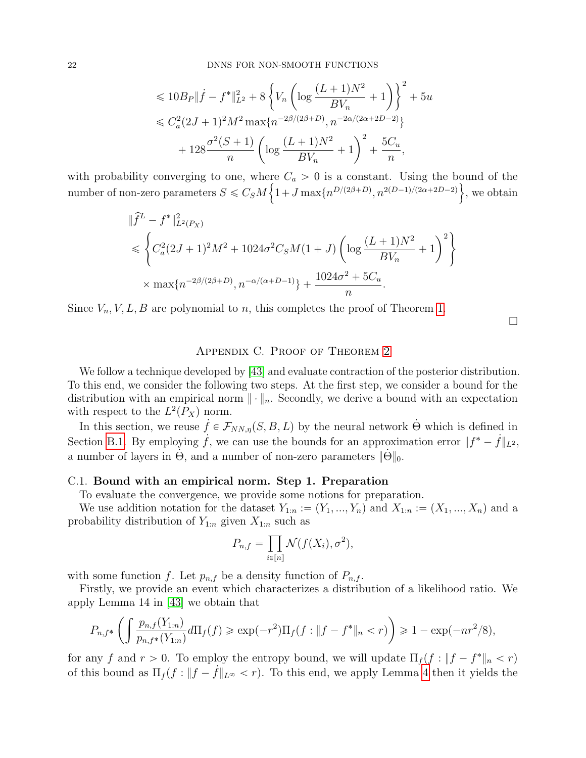$$
\begin{aligned}
&\leqslant 10B_P\|\dot{f} - f^*\|_{L^2}^2 + 8\left\{V_n\left(\log\frac{(L+1)N^2}{BV_n}+1\right)\right\}^2 + 5u \\
&\leqslant C_a^2(2J+1)^2M^2\max\{n^{-2\beta/(2\beta+D)}, n^{-2\alpha/(2\alpha+2D-2)}\} \\
&\qquad + 128\frac{\sigma^2(S+1)}{n}\left(\log\frac{(L+1)N^2}{BV_n}+1\right)^2 + \frac{5C_u}{n},
\end{aligned}
$$

with probability converging to one, where $C_a > 0$ is a constant. Using the bound of the number of non-zero parameters $S \leqslant C_S M\Big\{1 + J\max\{n^{D/(2\beta+D)}, n^{2(D-1)/(2\alpha+2D-2)}\Big\}$, we obtain

$$
\begin{aligned}
&\|\widehat{f}^L - f^*\|_{L^2(P_X)}^2 \\
&\leqslant \left\{C_a^2(2J+1)^2M^2 + 1024\sigma^2 C_S M(1+J)\left(\log\frac{(L+1)N^2}{BV_n}+1\right)^2\right\} \\
&\qquad \times \max\{n^{-2\beta/(2\beta+D)}, n^{-\alpha/(\alpha+D-1)}\} + \frac{1024\sigma^2 + 5C_u}{n}.
\end{aligned}
$$

Since $V_n, V, L, B$ are polynomial to $n$, this completes the proof of Theorem 1. $\square$

## Appendix C. Proof of Theorem 2

We follow a technique developed by [43] and evaluate contraction of the posterior distribution. To this end, we consider the following two steps. At the first step, we consider a bound for the distribution with an empirical norm $\|\cdot\|_n$. Secondly, we derive a bound with an expectation with respect to the $L^2(P_X)$ norm.

In this section, we reuse $\dot{f} \in \mathcal{F}_{NN,\eta}(S, B, L)$ by the neural network $\dot{\Theta}$ which is defined in Section B.1. By employing $\dot{f}$, we can use the bounds for an approximation error $\|f^* - \dot{f}\|_{L^2}$, a number of layers in $\dot{\Theta}$, and a number of non-zero parameters $\|\dot{\Theta}\|_0$.

### C.1. Bound with an empirical norm. Step 1. Preparation

To evaluate the convergence, we provide some notions for preparation.

We use addition notation for the dataset $Y_{1:n} := (Y_1, ..., Y_n)$ and $X_{1:n} := (X_1, ..., X_n)$ and a probability distribution of $Y_{1:n}$ given $X_{1:n}$ such as

$$
P_{n,f} = \prod_{i\in[n]} \mathcal{N}(f(X_i), \sigma^2),
$$

with some function $f$. Let $p_{n,f}$ be a density function of $P_{n,f}$.

Firstly, we provide an event which characterizes a distribution of a likelihood ratio. We apply Lemma 14 in [43] we obtain that

$$
P_{n,f^*}\left(\int \frac{p_{n,f}(Y_{1:n})}{p_{n,f^*}(Y_{1:n})}d\Pi_f(f) \geqslant \exp(-r^2)\Pi_f(f : \|f - f^*\|_n < r)\right) \geqslant 1 - \exp(-nr^2/8),
$$

for any $f$ and $r > 0$. To employ the entropy bound, we will update $\Pi_f(f : \|f - f^*\|_n < r)$ of this bound as $\Pi_f(f : \|f - \dot{f}\|_{L^\infty} < r)$. To this end, we apply Lemma 4 then it yields the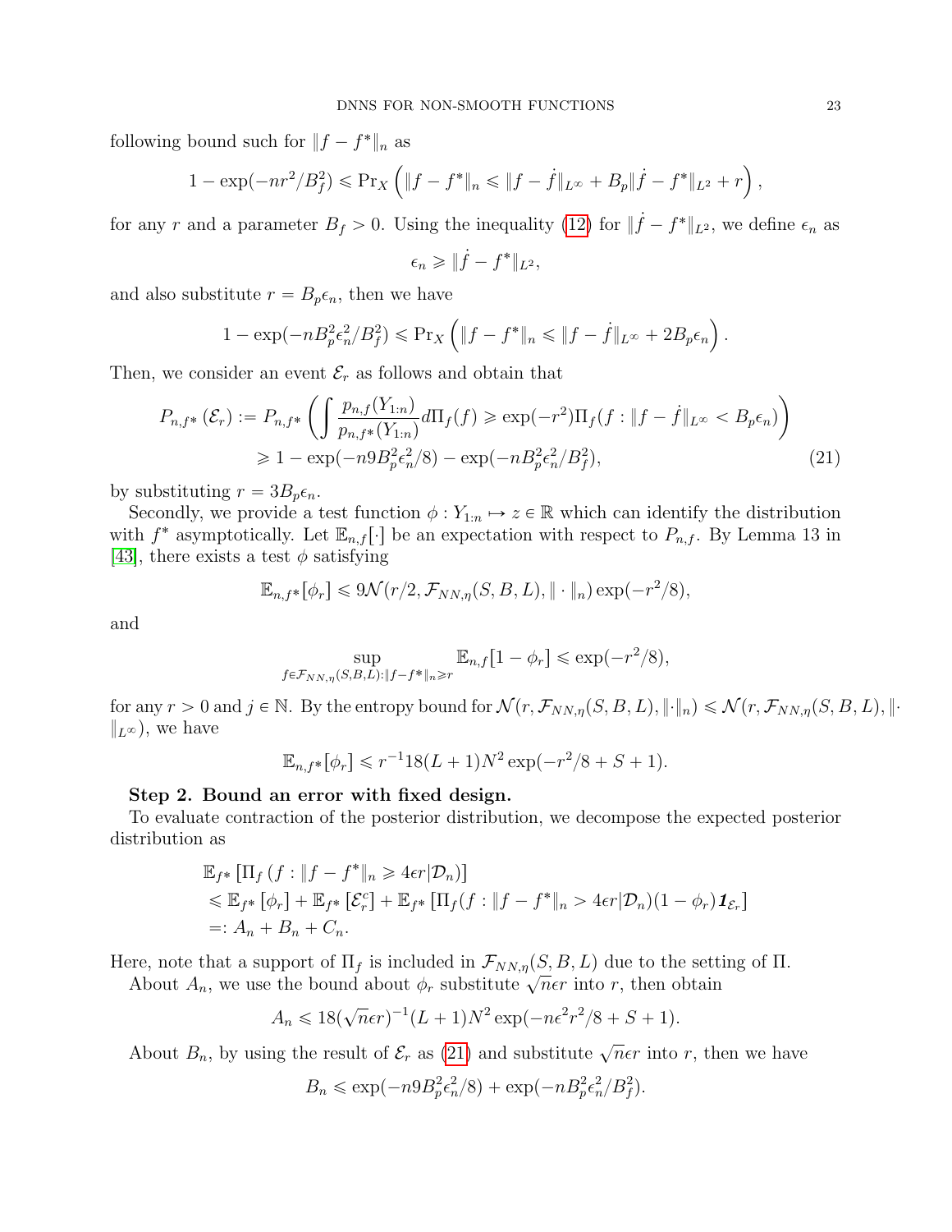following bound such for $\|f - f^*\|_n$ as

$$1 - \exp(-nr^2/B_f^2) \leqslant \Pr_X\left(\|f - f^*\|_n \leqslant \|f - \dot{f}\|_{L^\infty} + B_p\|\dot{f} - f^*\|_{L^2} + r\right),$$

for any $r$ and a parameter $B_f > 0$. Using the inequality (12) for $\|\dot{f} - f^*\|_{L^2}$, we define $\epsilon_n$ as

$$\epsilon_n \geqslant \|\dot{f} - f^*\|_{L^2},$$

and also substitute $r = B_p \epsilon_n$, then we have

$$1 - \exp(-nB_p^2\epsilon_n^2/B_f^2) \leqslant \Pr_X\left(\|f - f^*\|_n \leqslant \|f - \dot{f}\|_{L^\infty} + 2B_p\epsilon_n\right).$$

Then, we consider an event $\mathcal{E}_r$ as follows and obtain that

$$\begin{aligned}
P_{n,f^*}(\mathcal{E}_r) &:= P_{n,f^*}\left(\int \frac{p_{n,f}(Y_{1:n})}{p_{n,f^*}(Y_{1:n})} d\Pi_f(f) \geqslant \exp(-r^2)\Pi_f(f : \|f - \dot{f}\|_{L^\infty} < B_p\epsilon_n)\right) \\
&\geqslant 1 - \exp(-n9B_p^2\epsilon_n^2/8) - \exp(-nB_p^2\epsilon_n^2/B_f^2), \qquad (21)
\end{aligned}$$

by substituting $r = 3B_p\epsilon_n$.

Secondly, we provide a test function $\phi : Y_{1:n} \mapsto z \in \mathbb{R}$ which can identify the distribution with $f^*$ asymptotically. Let $\mathbb{E}_{n,f}[\cdot]$ be an expectation with respect to $P_{n,f}$. By Lemma 13 in [43], there exists a test $\phi$ satisfying

$$\mathbb{E}_{n,f^*}[\phi_r] \leqslant 9\mathcal{N}(r/2, \mathcal{F}_{NN,\eta}(S,B,L), \|\cdot\|_n)\exp(-r^2/8),$$

and

$$\sup_{f \in \mathcal{F}_{NN,\eta}(S,B,L) : \|f - f^*\|_n \geqslant r} \mathbb{E}_{n,f}[1 - \phi_r] \leqslant \exp(-r^2/8),$$

for any $r > 0$ and $j \in \mathbb{N}$. By the entropy bound for $\mathcal{N}(r, \mathcal{F}_{NN,\eta}(S,B,L), \|\cdot\|_n) \leqslant \mathcal{N}(r, \mathcal{F}_{NN,\eta}(S,B,L), \|\cdot\|_{L^\infty})$, we have

$$\mathbb{E}_{n,f^*}[\phi_r] \leqslant r^{-1}18(L+1)N^2\exp(-r^2/8 + S + 1).$$

**Step 2. Bound an error with fixed design.**

To evaluate contraction of the posterior distribution, we decompose the expected posterior distribution as

$$\begin{aligned}
&\mathbb{E}_{f^*}\left[\Pi_f\left(f : \|f - f^*\|_n \geqslant 4\epsilon r|\mathcal{D}_n\right)\right] \\
&\leqslant \mathbb{E}_{f^*}\left[\phi_r\right] + \mathbb{E}_{f^*}\left[\mathcal{E}_r^c\right] + \mathbb{E}_{f^*}\left[\Pi_f(f : \|f - f^*\|_n > 4\epsilon r|\mathcal{D}_n)(1 - \phi_r)\mathbf{1}_{\mathcal{E}_r}\right] \\
&=: A_n + B_n + C_n.
\end{aligned}$$

Here, note that a support of $\Pi_f$ is included in $\mathcal{F}_{NN,\eta}(S,B,L)$ due to the setting of $\Pi$.

About $A_n$, we use the bound about $\phi_r$ substitute $\sqrt{n}\epsilon r$ into $r$, then obtain

$$A_n \leqslant 18(\sqrt{n}\epsilon r)^{-1}(L+1)N^2\exp(-n\epsilon^2r^2/8 + S + 1).$$

About $B_n$, by using the result of $\mathcal{E}_r$ as (21) and substitute $\sqrt{n}\epsilon r$ into $r$, then we have

$$B_n \leqslant \exp(-n9B_p^2\epsilon_n^2/8) + \exp(-nB_p^2\epsilon_n^2/B_f^2).$$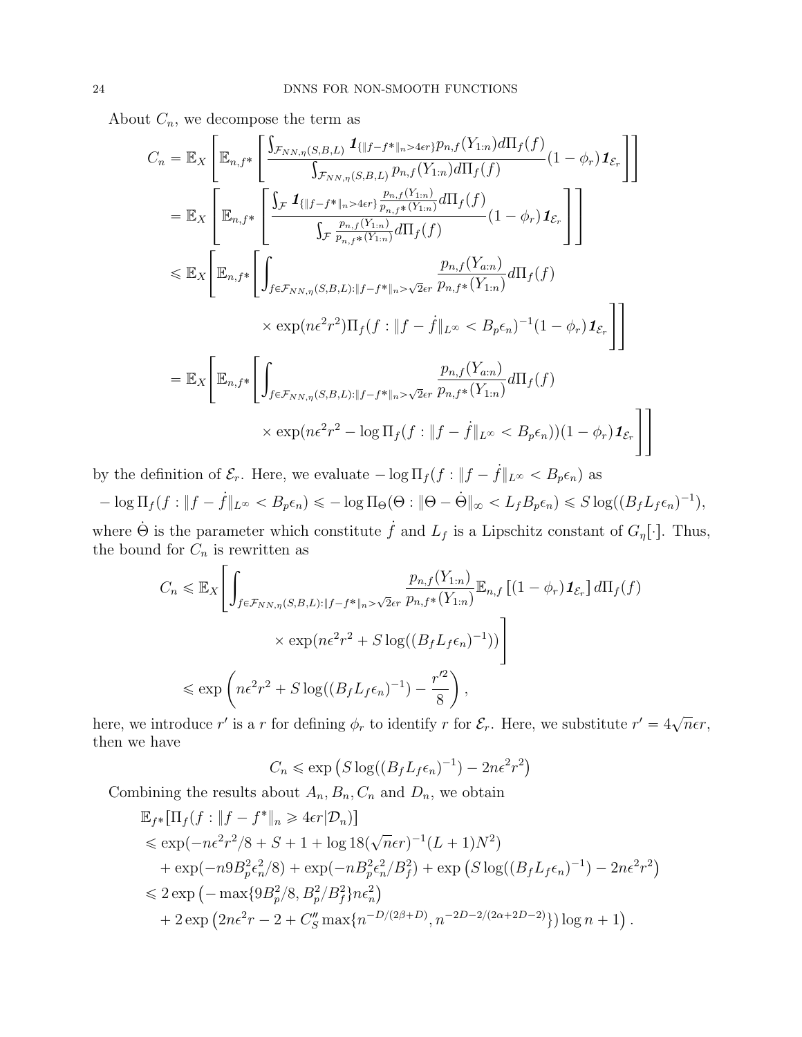About $C_n$, we decompose the term as

$$
\begin{aligned}
C_n &= \mathbb{E}_X \left[ \mathbb{E}_{n,f^*} \left[ \frac{\int_{\mathcal{F}_{NN,\eta}(S,B,L)} \boldsymbol{1}_{\{\|f-f^*\|_n > 4\epsilon r\}} p_{n,f}(Y_{1:n}) d\Pi_f(f)}{\int_{\mathcal{F}_{NN,\eta}(S,B,L)} p_{n,f}(Y_{1:n}) d\Pi_f(f)} (1-\phi_r) \boldsymbol{1}_{\mathcal{E}_r} \right] \right] \\
&= \mathbb{E}_X \left[ \mathbb{E}_{n,f^*} \left[ \frac{\int_{\mathcal{F}} \boldsymbol{1}_{\{\|f-f^*\|_n > 4\epsilon r\}} \frac{p_{n,f}(Y_{1:n})}{p_{n,f^*}(Y_{1:n})} d\Pi_f(f)}{\int_{\mathcal{F}} \frac{p_{n,f}(Y_{1:n})}{p_{n,f^*}(Y_{1:n})} d\Pi_f(f)} (1-\phi_r) \boldsymbol{1}_{\mathcal{E}_r} \right] \right] \\
&\leqslant \mathbb{E}_X \Bigg[ \mathbb{E}_{n,f^*} \Bigg[ \int_{f \in \mathcal{F}_{NN,\eta}(S,B,L): \|f-f^*\|_n > \sqrt{2}\epsilon r} \frac{p_{n,f}(Y_{a:n})}{p_{n,f^*}(Y_{1:n})} d\Pi_f(f) \\
&\qquad \times \exp(n\epsilon^2 r^2) \Pi_f(f : \|f - \dot{f}\|_{L^\infty} < B_p \epsilon_n)^{-1} (1-\phi_r) \boldsymbol{1}_{\mathcal{E}_r} \Bigg] \Bigg] \\
&= \mathbb{E}_X \Bigg[ \mathbb{E}_{n,f^*} \Bigg[ \int_{f \in \mathcal{F}_{NN,\eta}(S,B,L): \|f-f^*\|_n > \sqrt{2}\epsilon r} \frac{p_{n,f}(Y_{a:n})}{p_{n,f^*}(Y_{1:n})} d\Pi_f(f) \\
&\qquad \times \exp(n\epsilon^2 r^2 - \log \Pi_f(f : \|f - \dot{f}\|_{L^\infty} < B_p \epsilon_n)) (1-\phi_r) \boldsymbol{1}_{\mathcal{E}_r} \Bigg] \Bigg]
\end{aligned}
$$

by the definition of $\mathcal{E}_r$. Here, we evaluate $-\log \Pi_f(f : \|f - \dot{f}\|_{L^\infty} < B_p \epsilon_n)$ as

$$
-\log \Pi_f(f : \|f - \dot{f}\|_{L^\infty} < B_p \epsilon_n) \leqslant -\log \Pi_\Theta(\Theta : \|\Theta - \dot{\Theta}\|_\infty < L_f B_p \epsilon_n) \leqslant S \log((B_f L_f \epsilon_n)^{-1}),
$$

where $\dot{\Theta}$ is the parameter which constitute $\dot{f}$ and $L_f$ is a Lipschitz constant of $G_\eta[\cdot]$. Thus, the bound for $C_n$ is rewritten as

$$
\begin{aligned}
C_n &\leqslant \mathbb{E}_X \Bigg[ \int_{f \in \mathcal{F}_{NN,\eta}(S,B,L): \|f-f^*\|_n > \sqrt{2}\epsilon r} \frac{p_{n,f}(Y_{1:n})}{p_{n,f^*}(Y_{1:n})} \mathbb{E}_{n,f} \left[ (1-\phi_r) \boldsymbol{1}_{\mathcal{E}_r} \right] d\Pi_f(f) \\
&\qquad \times \exp(n\epsilon^2 r^2 + S \log((B_f L_f \epsilon_n)^{-1})) \Bigg] \\
&\leqslant \exp\left( n\epsilon^2 r^2 + S \log((B_f L_f \epsilon_n)^{-1}) - \frac{r'^2}{8} \right),
\end{aligned}
$$

here, we introduce $r'$ is a $r$ for defining $\phi_r$ to identify $r$ for $\mathcal{E}_r$. Here, we substitute $r' = 4\sqrt{n}\epsilon r$, then we have

$$
C_n \leqslant \exp\left( S \log((B_f L_f \epsilon_n)^{-1}) - 2n\epsilon^2 r^2 \right)
$$

Combining the results about $A_n, B_n, C_n$ and $D_n$, we obtain

$$
\begin{aligned}
&\mathbb{E}_{f^*}[\Pi_f(f : \|f - f^*\|_n \geqslant 4\epsilon r | \mathcal{D}_n)] \\
&\leqslant \exp(-n\epsilon^2 r^2/8 + S + 1 + \log 18(\sqrt{n}\epsilon r)^{-1}(L+1)N^2) \\
&\quad + \exp(-n 9 B_p^2 \epsilon_n^2/8) + \exp(-n B_p^2 \epsilon_n^2 / B_f^2) + \exp\left( S \log((B_f L_f \epsilon_n)^{-1}) - 2n\epsilon^2 r^2 \right) \\
&\leqslant 2 \exp\left( -\max\{9B_p^2/8, B_p^2/B_f^2\} n\epsilon_n^2 \right) \\
&\quad + 2 \exp\left( 2n\epsilon^2 r - 2 + C_S'' \max\{n^{-D/(2\beta+D)}, n^{-2D-2/(2\alpha+2D-2)}\}) \log n + 1 \right).
\end{aligned}
$$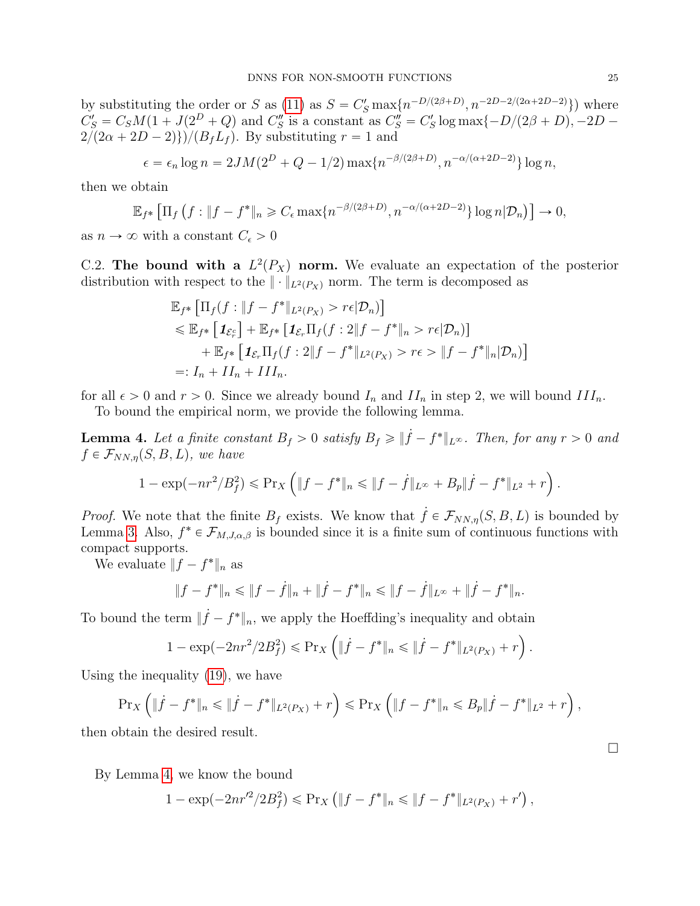by substituting the order or $S$ as (11) as $S = C_S' \max\{n^{-D/(2\beta+D)}, n^{-2D-2/(2\alpha+2D-2)}\})$ where $C_S' = C_S M(1 + J(2^D + Q)$ and $C_S''$ is a constant as $C_S'' = C_S' \log \max\{-D/(2\beta + D), -2D - 2/(2\alpha + 2D - 2)\})/(B_f L_f)$. By substituting $r = 1$ and

$$\epsilon = \epsilon_n \log n = 2JM(2^D + Q - 1/2) \max\{n^{-\beta/(2\beta+D)}, n^{-\alpha/(\alpha+2D-2)}\} \log n,$$

then we obtain

$$\mathbb{E}_{f^*}\left[\Pi_f\left(f : \|f - f^*\|_n \geqslant C_\epsilon \max\{n^{-\beta/(2\beta+D)}, n^{-\alpha/(\alpha+2D-2)}\} \log n | \mathcal{D}_n\right)\right] \to 0,$$

as $n \to \infty$ with a constant $C_\epsilon > 0$

C.2. **The bound with a $L^2(P_X)$ norm.** We evaluate an expectation of the posterior distribution with respect to the $\|\cdot\|_{L^2(P_X)}$ norm. The term is decomposed as

$$\begin{aligned}
&\mathbb{E}_{f^*}\left[\Pi_f(f : \|f - f^*\|_{L^2(P_X)} > r\epsilon | \mathcal{D}_n)\right] \\
&\leqslant \mathbb{E}_{f^*}\left[\mathbf{1}_{\mathcal{E}_r^c}\right] + \mathbb{E}_{f^*}\left[\mathbf{1}_{\mathcal{E}_r}\Pi_f(f : 2\|f - f^*\|_n > r\epsilon | \mathcal{D}_n)\right] \\
&\quad + \mathbb{E}_{f^*}\left[\mathbf{1}_{\mathcal{E}_r}\Pi_f(f : 2\|f - f^*\|_{L^2(P_X)} > r\epsilon > \|f - f^*\|_n | \mathcal{D}_n)\right] \\
&=: I_n + II_n + III_n.
\end{aligned}$$

for all $\epsilon > 0$ and $r > 0$. Since we already bound $I_n$ and $II_n$ in step 2, we will bound $III_n$.

To bound the empirical norm, we provide the following lemma.

**Lemma 4.** *Let a finite constant $B_f > 0$ satisfy $B_f \geqslant \|\dot{f} - f^*\|_{L^\infty}$. Then, for any $r > 0$ and $f \in \mathcal{F}_{NN,\eta}(S, B, L)$, we have*

$$1 - \exp(-nr^2/B_f^2) \leqslant \Pr_X\left(\|f - f^*\|_n \leqslant \|f - \dot{f}\|_{L^\infty} + B_p\|\dot{f} - f^*\|_{L^2} + r\right).$$

*Proof.* We note that the finite $B_f$ exists. We know that $\dot{f} \in \mathcal{F}_{NN,\eta}(S, B, L)$ is bounded by Lemma 3. Also, $f^* \in \mathcal{F}_{M,J,\alpha,\beta}$ is bounded since it is a finite sum of continuous functions with compact supports.

We evaluate $\|f - f^*\|_n$ as

$$\|f - f^*\|_n \leqslant \|f - \dot{f}\|_n + \|\dot{f} - f^*\|_n \leqslant \|f - \dot{f}\|_{L^\infty} + \|\dot{f} - f^*\|_n.$$

To bound the term $\|\dot{f} - f^*\|_n$, we apply the Hoeffding's inequality and obtain

$$1 - \exp(-2nr^2/2B_f^2) \leqslant \Pr_X\left(\|\dot{f} - f^*\|_n \leqslant \|\dot{f} - f^*\|_{L^2(P_X)} + r\right).$$

Using the inequality (19), we have

$$\Pr_X\left(\|\dot{f} - f^*\|_n \leqslant \|\dot{f} - f^*\|_{L^2(P_X)} + r\right) \leqslant \Pr_X\left(\|f - f^*\|_n \leqslant B_p\|\dot{f} - f^*\|_{L^2} + r\right),$$

then obtain the desired result.

□

By Lemma 4, we know the bound

$$1 - \exp(-2nr'^2/2B_f^2) \leqslant \Pr_X\left(\|f - f^*\|_n \leqslant \|f - f^*\|_{L^2(P_X)} + r'\right),$$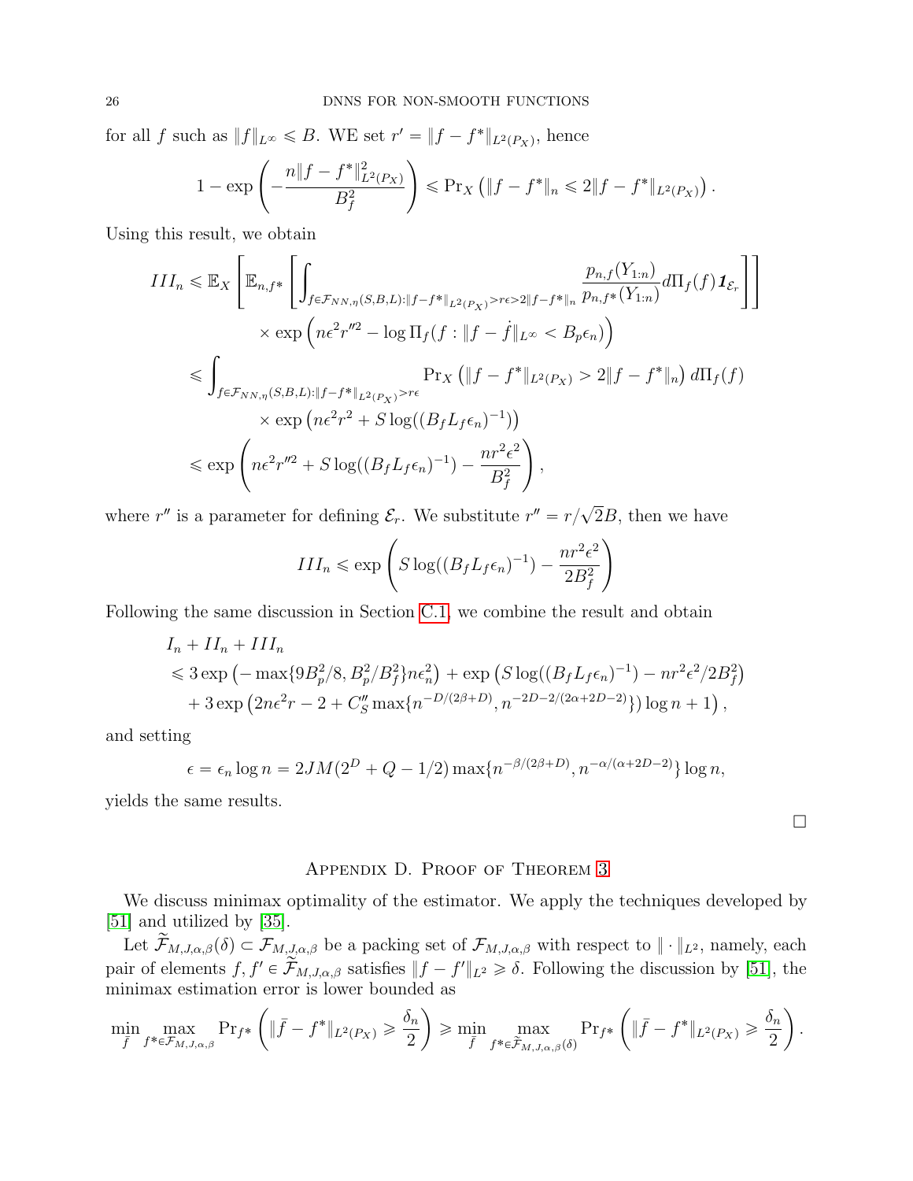for all $f$ such as $\|f\|_{L^\infty} \leqslant B$. WE set $r' = \|f - f^*\|_{L^2(P_X)}$, hence

$$1 - \exp\left(-\frac{n\|f - f^*\|^2_{L^2(P_X)}}{B_f^2}\right) \leqslant \Pr_X\left(\|f - f^*\|_n \leqslant 2\|f - f^*\|_{L^2(P_X)}\right).$$

Using this result, we obtain

$$\begin{aligned}
III_n &\leqslant \mathbb{E}_X\left[\mathbb{E}_{n,f^*}\left[\int_{f \in \mathcal{F}_{NN,\eta}(S,B,L): \|f-f^*\|_{L^2(P_X)} > r\epsilon > 2\|f-f^*\|_n} \frac{p_{n,f}(Y_{1:n})}{p_{n,f^*}(Y_{1:n})} d\Pi_f(f) \boldsymbol{1}_{\mathcal{E}_r}\right]\right] \\
&\qquad \times \exp\left(n\epsilon^2 r''^2 - \log \Pi_f(f : \|f - \dot{f}\|_{L^\infty} < B_p\epsilon_n)\right) \\
&\leqslant \int_{f \in \mathcal{F}_{NN,\eta}(S,B,L): \|f-f^*\|_{L^2(P_X)} > r\epsilon} \Pr_X\left(\|f - f^*\|_{L^2(P_X)} > 2\|f - f^*\|_n\right) d\Pi_f(f) \\
&\qquad \times \exp\left(n\epsilon^2 r^2 + S\log((B_f L_f \epsilon_n)^{-1})\right) \\
&\leqslant \exp\left(n\epsilon^2 r''^2 + S\log((B_f L_f \epsilon_n)^{-1}) - \frac{nr^2\epsilon^2}{B_f^2}\right),
\end{aligned}$$

where $r''$ is a parameter for defining $\mathcal{E}_r$. We substitute $r'' = r/\sqrt{2}B$, then we have

$$III_n \leqslant \exp\left(S\log((B_f L_f \epsilon_n)^{-1}) - \frac{nr^2\epsilon^2}{2B_f^2}\right)$$

Following the same discussion in Section C.1, we combine the result and obtain

$$\begin{aligned}
&I_n + II_n + III_n \\
&\leqslant 3\exp\left(-\max\{9B_p^2/8, B_p^2/B_f^2\}n\epsilon_n^2\right) + \exp\left(S\log((B_f L_f \epsilon_n)^{-1}) - nr^2\epsilon^2/2B_f^2\right) \\
&\quad + 3\exp\left(2n\epsilon^2 r - 2 + C_S'' \max\{n^{-D/(2\beta+D)}, n^{-2D-2/(2\alpha+2D-2)}\}\right)\log n + 1\big),
\end{aligned}$$

and setting

$$\epsilon = \epsilon_n \log n = 2JM(2^D + Q - 1/2)\max\{n^{-\beta/(2\beta+D)}, n^{-\alpha/(\alpha+2D-2)}\}\log n,$$

yields the same results.

□

## Appendix D. Proof of Theorem 3

We discuss minimax optimality of the estimator. We apply the techniques developed by [51] and utilized by [35].

Let $\widetilde{\mathcal{F}}_{M,J,\alpha,\beta}(\delta) \subset \mathcal{F}_{M,J,\alpha,\beta}$ be a packing set of $\mathcal{F}_{M,J,\alpha,\beta}$ with respect to $\|\cdot\|_{L^2}$, namely, each pair of elements $f, f' \in \widetilde{\mathcal{F}}_{M,J,\alpha,\beta}$ satisfies $\|f - f'\|_{L^2} \geqslant \delta$. Following the discussion by [51], the minimax estimation error is lower bounded as

$$\min_{\bar{f}} \max_{f^* \in \mathcal{F}_{M,J,\alpha,\beta}} \Pr_{f^*}\left(\|\bar{f} - f^*\|_{L^2(P_X)} \geqslant \frac{\delta_n}{2}\right) \geqslant \min_{\bar{f}} \max_{f^* \in \widetilde{\mathcal{F}}_{M,J,\alpha,\beta}(\delta)} \Pr_{f^*}\left(\|\bar{f} - f^*\|_{L^2(P_X)} \geqslant \frac{\delta_n}{2}\right).$$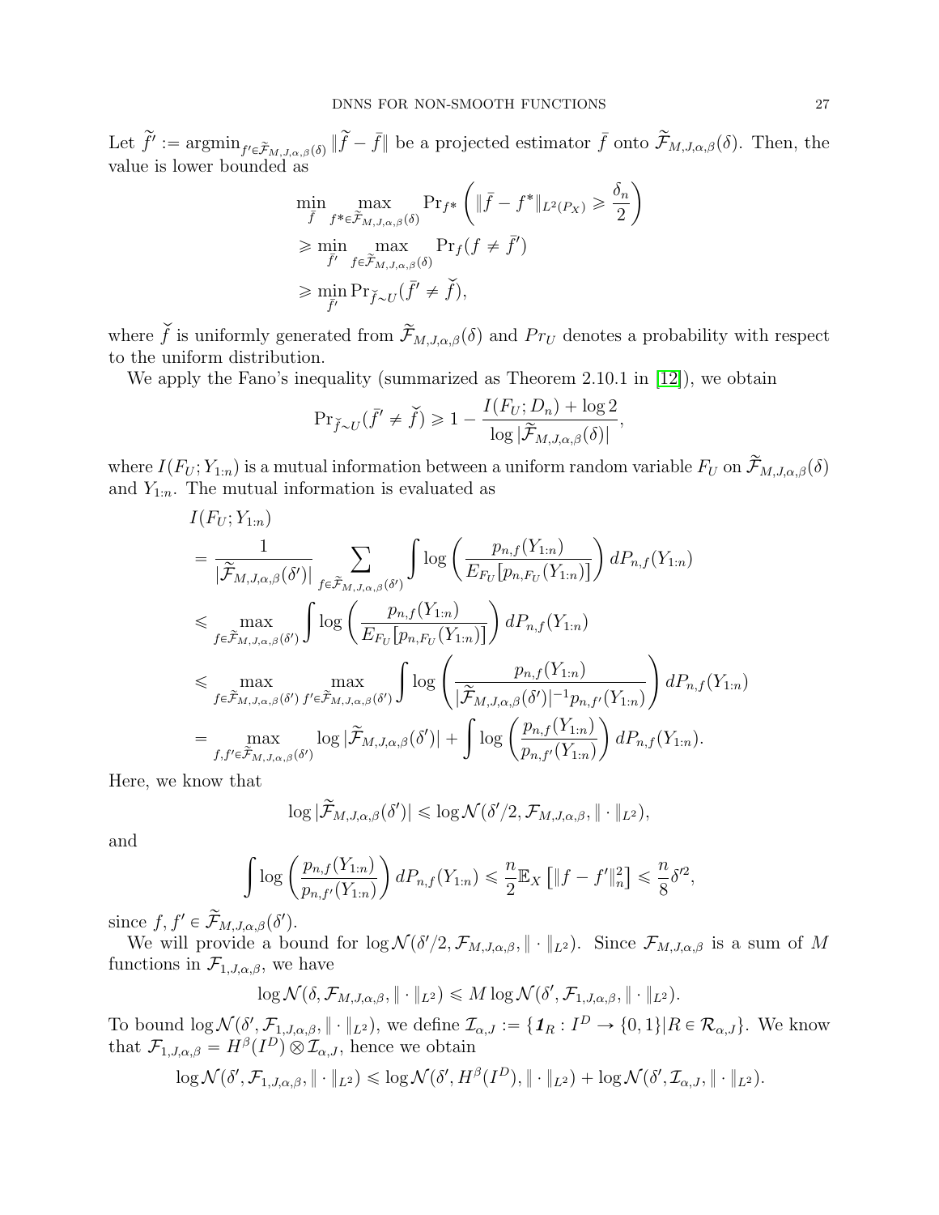Let $\widetilde{f}' := \mathrm{argmin}_{f' \in \widetilde{\mathcal{F}}_{M,J,\alpha,\beta}(\delta)} \|\widetilde{f} - \bar{f}\|$ be a projected estimator $\bar{f}$ onto $\widetilde{\mathcal{F}}_{M,J,\alpha,\beta}(\delta)$. Then, the value is lower bounded as

$$
\begin{aligned}
&\min_{\bar{f}} \max_{f^* \in \widetilde{\mathcal{F}}_{M,J,\alpha,\beta}(\delta)} \mathrm{Pr}_{f^*}\left( \|\bar{f} - f^*\|_{L^2(P_X)} \geqslant \frac{\delta_n}{2} \right) \\
&\geqslant \min_{\bar{f}'} \max_{f \in \widetilde{\mathcal{F}}_{M,J,\alpha,\beta}(\delta)} \mathrm{Pr}_f(f \neq \bar{f}') \\
&\geqslant \min_{\bar{f}'} \mathrm{Pr}_{\breve{f} \sim U}(\bar{f}' \neq \breve{f}),
\end{aligned}
$$

where $\breve{f}$ is uniformly generated from $\widetilde{\mathcal{F}}_{M,J,\alpha,\beta}(\delta)$ and $Pr_U$ denotes a probability with respect to the uniform distribution.

We apply the Fano's inequality (summarized as Theorem 2.10.1 in [12]), we obtain

$$
\mathrm{Pr}_{\breve{f} \sim U}(\bar{f}' \neq \breve{f}) \geqslant 1 - \frac{I(F_U; D_n) + \log 2}{\log |\widetilde{\mathcal{F}}_{M,J,\alpha,\beta}(\delta)|},
$$

where $I(F_U; Y_{1:n})$ is a mutual information between a uniform random variable $F_U$ on $\widetilde{\mathcal{F}}_{M,J,\alpha,\beta}(\delta)$ and $Y_{1:n}$. The mutual information is evaluated as

$$
\begin{aligned}
&I(F_U; Y_{1:n}) \\
&= \frac{1}{|\widetilde{\mathcal{F}}_{M,J,\alpha,\beta}(\delta')|} \sum_{f \in \widetilde{\mathcal{F}}_{M,J,\alpha,\beta}(\delta')} \int \log\left( \frac{p_{n,f}(Y_{1:n})}{E_{F_U}[p_{n,F_U}(Y_{1:n})]} \right) dP_{n,f}(Y_{1:n}) \\
&\leqslant \max_{f \in \widetilde{\mathcal{F}}_{M,J,\alpha,\beta}(\delta')} \int \log\left( \frac{p_{n,f}(Y_{1:n})}{E_{F_U}[p_{n,F_U}(Y_{1:n})]} \right) dP_{n,f}(Y_{1:n}) \\
&\leqslant \max_{f \in \widetilde{\mathcal{F}}_{M,J,\alpha,\beta}(\delta')} \max_{f' \in \widetilde{\mathcal{F}}_{M,J,\alpha,\beta}(\delta')} \int \log\left( \frac{p_{n,f}(Y_{1:n})}{|\widetilde{\mathcal{F}}_{M,J,\alpha,\beta}(\delta')|^{-1} p_{n,f'}(Y_{1:n})} \right) dP_{n,f}(Y_{1:n}) \\
&= \max_{f,f' \in \widetilde{\mathcal{F}}_{M,J,\alpha,\beta}(\delta')} \log |\widetilde{\mathcal{F}}_{M,J,\alpha,\beta}(\delta')| + \int \log\left( \frac{p_{n,f}(Y_{1:n})}{p_{n,f'}(Y_{1:n})} \right) dP_{n,f}(Y_{1:n}).
\end{aligned}
$$

Here, we know that

$$
\log |\widetilde{\mathcal{F}}_{M,J,\alpha,\beta}(\delta')| \leqslant \log \mathcal{N}(\delta'/2, \mathcal{F}_{M,J,\alpha,\beta}, \|\cdot\|_{L^2}),
$$

and

$$
\int \log\left( \frac{p_{n,f}(Y_{1:n})}{p_{n,f'}(Y_{1:n})} \right) dP_{n,f}(Y_{1:n}) \leqslant \frac{n}{2} \mathbb{E}_X\left[ \|f - f'\|_n^2 \right] \leqslant \frac{n}{8} \delta'^2,
$$

since $f, f' \in \widetilde{\mathcal{F}}_{M,J,\alpha,\beta}(\delta')$.

We will provide a bound for $\log \mathcal{N}(\delta'/2, \mathcal{F}_{M,J,\alpha,\beta}, \|\cdot\|_{L^2})$. Since $\mathcal{F}_{M,J,\alpha,\beta}$ is a sum of $M$ functions in $\mathcal{F}_{1,J,\alpha,\beta}$, we have

$$
\log \mathcal{N}(\delta, \mathcal{F}_{M,J,\alpha,\beta}, \|\cdot\|_{L^2}) \leqslant M \log \mathcal{N}(\delta', \mathcal{F}_{1,J,\alpha,\beta}, \|\cdot\|_{L^2}).
$$

To bound $\log \mathcal{N}(\delta', \mathcal{F}_{1,J,\alpha,\beta}, \|\cdot\|_{L^2})$, we define $\mathcal{I}_{\alpha,J} := \{ \boldsymbol{1}_R : I^D \to \{0,1\} | R \in \mathcal{R}_{\alpha,J} \}$. We know that $\mathcal{F}_{1,J,\alpha,\beta} = H^\beta(I^D) \otimes \mathcal{I}_{\alpha,J}$, hence we obtain

$$
\log \mathcal{N}(\delta', \mathcal{F}_{1,J,\alpha,\beta}, \|\cdot\|_{L^2}) \leqslant \log \mathcal{N}(\delta', H^\beta(I^D), \|\cdot\|_{L^2}) + \log \mathcal{N}(\delta', \mathcal{I}_{\alpha,J}, \|\cdot\|_{L^2}).
$$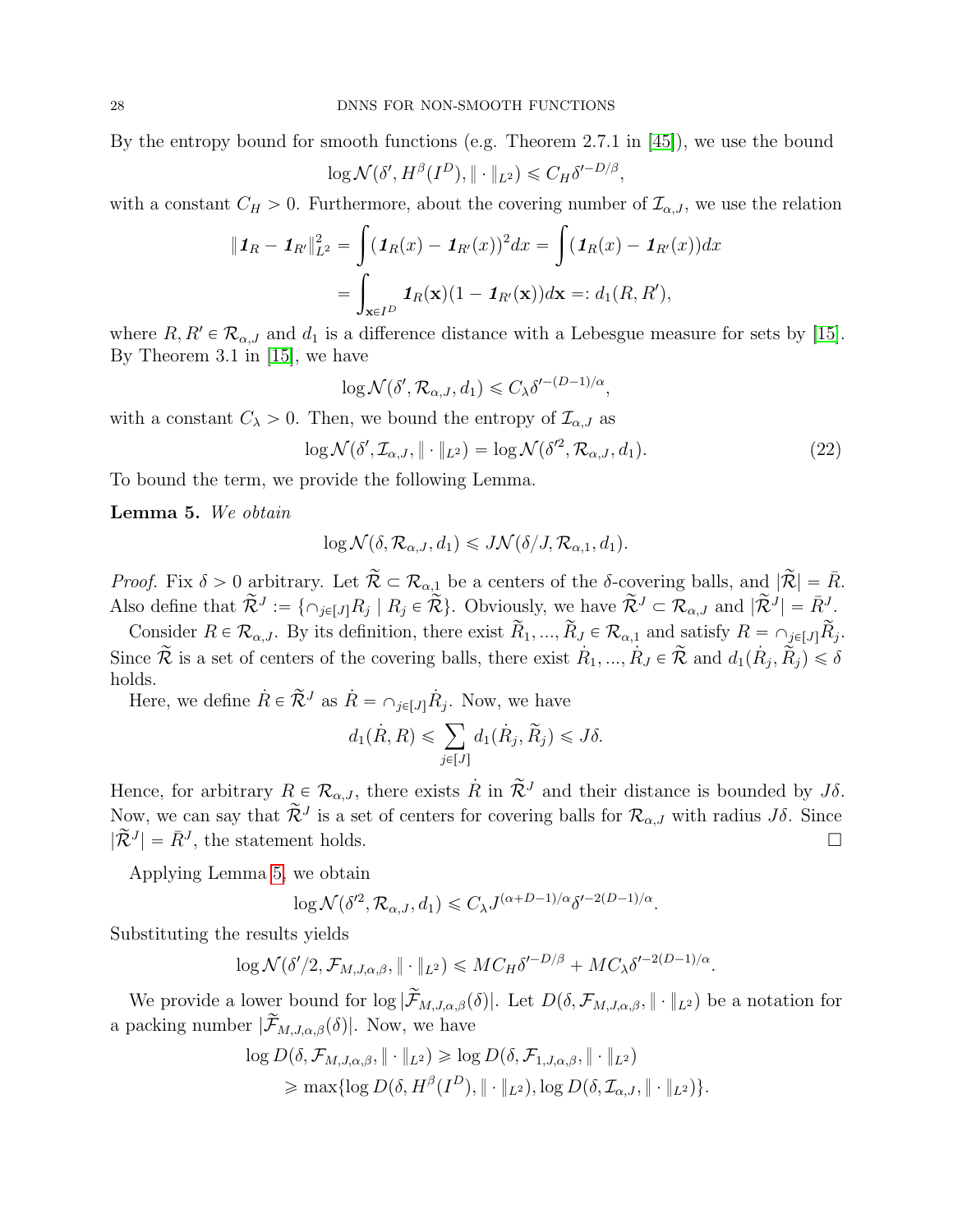By the entropy bound for smooth functions (e.g. Theorem 2.7.1 in [45]), we use the bound

$$\log \mathcal{N}(\delta', H^\beta(I^D), \|\cdot\|_{L^2}) \leqslant C_H \delta'^{-D/\beta},$$

with a constant $C_H > 0$. Furthermore, about the covering number of $\mathcal{I}_{\alpha,J}$, we use the relation

$$\begin{aligned}
\|\boldsymbol{1}_R - \boldsymbol{1}_{R'}\|_{L^2}^2 &= \int (\boldsymbol{1}_R(x) - \boldsymbol{1}_{R'}(x))^2 dx = \int (\boldsymbol{1}_R(x) - \boldsymbol{1}_{R'}(x)) dx \\
&= \int_{\mathbf{x} \in I^D} \boldsymbol{1}_R(\mathbf{x})(1 - \boldsymbol{1}_{R'}(\mathbf{x})) d\mathbf{x} =: d_1(R, R'),
\end{aligned}$$

where $R, R' \in \mathcal{R}_{\alpha,J}$ and $d_1$ is a difference distance with a Lebesgue measure for sets by [15]. By Theorem 3.1 in [15], we have

$$\log \mathcal{N}(\delta', \mathcal{R}_{\alpha,J}, d_1) \leqslant C_\lambda \delta'^{-(D-1)/\alpha},$$

with a constant $C_\lambda > 0$. Then, we bound the entropy of $\mathcal{I}_{\alpha,J}$ as

$$\log \mathcal{N}(\delta', \mathcal{I}_{\alpha,J}, \|\cdot\|_{L^2}) = \log \mathcal{N}(\delta'^2, \mathcal{R}_{\alpha,J}, d_1). \tag{22}$$

To bound the term, we provide the following Lemma.

**Lemma 5.** *We obtain*

$$\log \mathcal{N}(\delta, \mathcal{R}_{\alpha,J}, d_1) \leqslant J \mathcal{N}(\delta/J, \mathcal{R}_{\alpha,1}, d_1).$$

*Proof.* Fix $\delta > 0$ arbitrary. Let $\widetilde{\mathcal{R}} \subset \mathcal{R}_{\alpha,1}$ be a centers of the $\delta$-covering balls, and $|\widetilde{\mathcal{R}}| = \bar{R}$. Also define that $\widetilde{\mathcal{R}}^J := \{\cap_{j \in [J]} R_j \mid R_j \in \widetilde{\mathcal{R}}\}$. Obviously, we have $\widetilde{\mathcal{R}}^J \subset \mathcal{R}_{\alpha,J}$ and $|\widetilde{\mathcal{R}}^J| = \bar{R}^J$.

Consider $R \in \mathcal{R}_{\alpha,J}$. By its definition, there exist $\widetilde{R}_1, ..., \widetilde{R}_J \in \mathcal{R}_{\alpha,1}$ and satisfy $R = \cap_{j \in [J]} \widetilde{R}_j$. Since $\widetilde{\mathcal{R}}$ is a set of centers of the covering balls, there exist $\dot{R}_1, ..., \dot{R}_J \in \widetilde{\mathcal{R}}$ and $d_1(\dot{R}_j, \widetilde{R}_j) \leqslant \delta$ holds.

Here, we define $\dot{R} \in \widetilde{\mathcal{R}}^J$ as $\dot{R} = \cap_{j \in [J]} \dot{R}_j$. Now, we have

$$d_1(\dot{R}, R) \leqslant \sum_{j \in [J]} d_1(\dot{R}_j, \widetilde{R}_j) \leqslant J\delta.$$

Hence, for arbitrary $R \in \mathcal{R}_{\alpha,J}$, there exists $\dot{R}$ in $\widetilde{\mathcal{R}}^J$ and their distance is bounded by $J\delta$. Now, we can say that $\widetilde{\mathcal{R}}^J$ is a set of centers for covering balls for $\mathcal{R}_{\alpha,J}$ with radius $J\delta$. Since $|\widetilde{\mathcal{R}}^J| = \bar{R}^J$, the statement holds. □

Applying Lemma 5, we obtain

$$\log \mathcal{N}(\delta'^2, \mathcal{R}_{\alpha,J}, d_1) \leqslant C_\lambda J^{(\alpha+D-1)/\alpha} \delta'^{-2(D-1)/\alpha}.$$

Substituting the results yields

$$\log \mathcal{N}(\delta'/2, \mathcal{F}_{M,J,\alpha,\beta}, \|\cdot\|_{L^2}) \leqslant M C_H \delta'^{-D/\beta} + M C_\lambda \delta'^{-2(D-1)/\alpha}.$$

We provide a lower bound for $\log |\widetilde{\mathcal{F}}_{M,J,\alpha,\beta}(\delta)|$. Let $D(\delta, \mathcal{F}_{M,J,\alpha,\beta}, \|\cdot\|_{L^2})$ be a notation for a packing number $|\widetilde{\mathcal{F}}_{M,J,\alpha,\beta}(\delta)|$. Now, we have

$$\begin{aligned}
\log D(\delta, \mathcal{F}_{M,J,\alpha,\beta}, \|\cdot\|_{L^2}) &\geqslant \log D(\delta, \mathcal{F}_{1,J,\alpha,\beta}, \|\cdot\|_{L^2}) \\
&\geqslant \max\{\log D(\delta, H^\beta(I^D), \|\cdot\|_{L^2}), \log D(\delta, \mathcal{I}_{\alpha,J}, \|\cdot\|_{L^2})\}.
\end{aligned}$$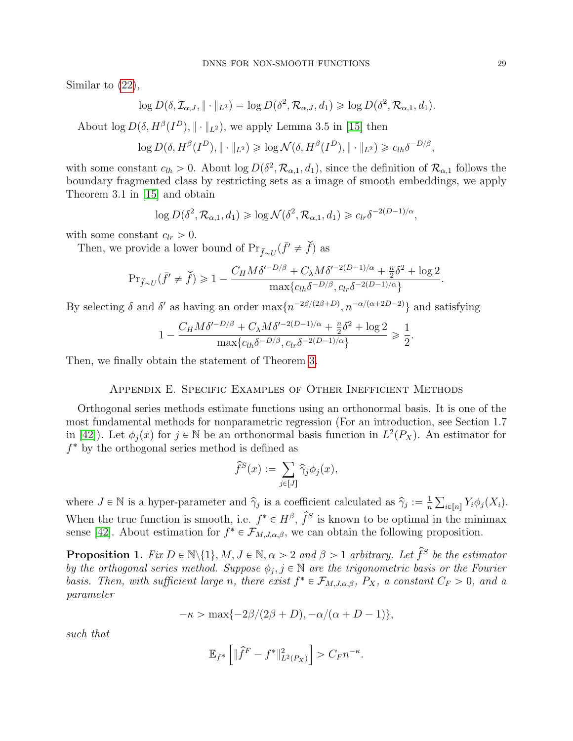Similar to (22),

$$\log D(\delta, \mathcal{I}_{\alpha,J}, \|\cdot\|_{L^2}) = \log D(\delta^2, \mathcal{R}_{\alpha,J}, d_1) \geqslant \log D(\delta^2, \mathcal{R}_{\alpha,1}, d_1).$$

About $\log D(\delta, H^\beta(I^D), \|\cdot\|_{L^2})$, we apply Lemma 3.5 in [15] then

$$\log D(\delta, H^\beta(I^D), \|\cdot\|_{L^2}) \geqslant \log \mathcal{N}(\delta, H^\beta(I^D), \|\cdot\|_{L^2}) \geqslant c_{lh}\delta^{-D/\beta},$$

with some constant $c_{lh} > 0$. About $\log D(\delta^2, \mathcal{R}_{\alpha,1}, d_1)$, since the definition of $\mathcal{R}_{\alpha,1}$ follows the boundary fragmented class by restricting sets as a image of smooth embeddings, we apply Theorem 3.1 in [15] and obtain

$$\log D(\delta^2, \mathcal{R}_{\alpha,1}, d_1) \geqslant \log \mathcal{N}(\delta^2, \mathcal{R}_{\alpha,1}, d_1) \geqslant c_{lr}\delta^{-2(D-1)/\alpha},$$

with some constant $c_{lr} > 0$.

Then, we provide a lower bound of $\Pr_{\breve{f}\sim U}(\bar{f}' \neq \breve{f})$ as

$$\Pr_{\breve{f}\sim U}(\bar{f}' \neq \breve{f}) \geqslant 1 - \frac{C_H M \delta'^{-D/\beta} + C_\lambda M \delta'^{-2(D-1)/\alpha} + \frac{n}{2}\delta^2 + \log 2}{\max\{c_{lh}\delta^{-D/\beta}, c_{lr}\delta^{-2(D-1)/\alpha}\}}.$$

By selecting $\delta$ and $\delta'$ as having an order $\max\{n^{-2\beta/(2\beta+D)}, n^{-\alpha/(\alpha+2D-2)}\}$ and satisfying

$$1 - \frac{C_H M \delta'^{-D/\beta} + C_\lambda M \delta'^{-2(D-1)/\alpha} + \frac{n}{2}\delta^2 + \log 2}{\max\{c_{lh}\delta^{-D/\beta}, c_{lr}\delta^{-2(D-1)/\alpha}\}} \geqslant \frac{1}{2}.$$

Then, we finally obtain the statement of Theorem 3.

## Appendix E. Specific Examples of Other Inefficient Methods

Orthogonal series methods estimate functions using an orthonormal basis. It is one of the most fundamental methods for nonparametric regression (For an introduction, see Section 1.7 in [42]). Let $\phi_j(x)$ for $j \in \mathbb{N}$ be an orthonormal basis function in $L^2(P_X)$. An estimator for $f^*$ by the orthogonal series method is defined as

$$\widehat{f}^S(x) := \sum_{j\in[J]} \widehat{\gamma}_j \phi_j(x),$$

where $J \in \mathbb{N}$ is a hyper-parameter and $\widehat{\gamma}_j$ is a coefficient calculated as $\widehat{\gamma}_j := \frac{1}{n}\sum_{i\in[n]} Y_i \phi_j(X_i)$. When the true function is smooth, i.e. $f^* \in H^\beta$, $\widehat{f}^S$ is known to be optimal in the minimax sense [42]. About estimation for $f^* \in \mathcal{F}_{M,J,\alpha,\beta}$, we can obtain the following proposition.

**Proposition 1.** *Fix $D \in \mathbb{N}\backslash\{1\}, M, J \in \mathbb{N}, \alpha > 2$ and $\beta > 1$ arbitrary. Let $\widehat{f}^S$ be the estimator by the orthogonal series method. Suppose $\phi_j, j \in \mathbb{N}$ are the trigonometric basis or the Fourier basis. Then, with sufficient large $n$, there exist $f^* \in \mathcal{F}_{M,J,\alpha,\beta}$, $P_X$, a constant $C_F > 0$, and a parameter*

$$-\kappa > \max\{-2\beta/(2\beta+D), -\alpha/(\alpha+D-1)\},$$

*such that*

$$\mathbb{E}_{f^*}\left[\|\widehat{f}^F - f^*\|^2_{L^2(P_X)}\right] > C_F n^{-\kappa}.$$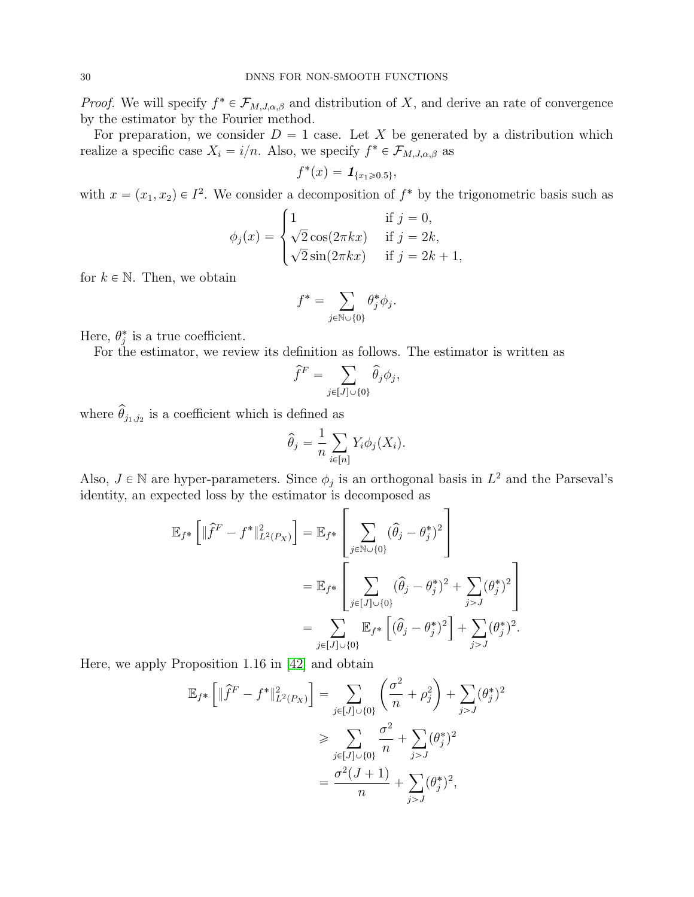*Proof.* We will specify $f^* \in \mathcal{F}_{M,J,\alpha,\beta}$ and distribution of $X$, and derive an rate of convergence by the estimator by the Fourier method.

For preparation, we consider $D = 1$ case. Let $X$ be generated by a distribution which realize a specific case $X_i = i/n$. Also, we specify $f^* \in \mathcal{F}_{M,J,\alpha,\beta}$ as

$$f^*(x) = \mathbf{1}_{\{x_1 \geqslant 0.5\}},$$

with $x = (x_1, x_2) \in I^2$. We consider a decomposition of $f^*$ by the trigonometric basis such as

$$\phi_j(x) = \begin{cases} 1 & \text{if } j = 0, \\ \sqrt{2}\cos(2\pi k x) & \text{if } j = 2k, \\ \sqrt{2}\sin(2\pi k x) & \text{if } j = 2k+1, \end{cases}$$

for $k \in \mathbb{N}$. Then, we obtain

$$f^* = \sum_{j \in \mathbb{N} \cup \{0\}} \theta_j^* \phi_j.$$

Here, $\theta_j^*$ is a true coefficient.

For the estimator, we review its definition as follows. The estimator is written as

$$\widehat{f}^F = \sum_{j \in [J] \cup \{0\}} \widehat{\theta}_j \phi_j,$$

where $\widehat{\theta}_{j_1,j_2}$ is a coefficient which is defined as

$$\widehat{\theta}_j = \frac{1}{n} \sum_{i \in [n]} Y_i \phi_j(X_i).$$

Also, $J \in \mathbb{N}$ are hyper-parameters. Since $\phi_j$ is an orthogonal basis in $L^2$ and the Parseval's identity, an expected loss by the estimator is decomposed as

$$\begin{aligned}
\mathbb{E}_{f^*}\left[\|\widehat{f}^F - f^*\|_{L^2(P_X)}^2\right] &= \mathbb{E}_{f^*}\left[\sum_{j \in \mathbb{N} \cup \{0\}} (\widehat{\theta}_j - \theta_j^*)^2\right] \\
&= \mathbb{E}_{f^*}\left[\sum_{j \in [J] \cup \{0\}} (\widehat{\theta}_j - \theta_j^*)^2 + \sum_{j > J} (\theta_j^*)^2\right] \\
&= \sum_{j \in [J] \cup \{0\}} \mathbb{E}_{f^*}\left[(\widehat{\theta}_j - \theta_j^*)^2\right] + \sum_{j > J} (\theta_j^*)^2.
\end{aligned}$$

Here, we apply Proposition 1.16 in [42] and obtain

$$\begin{aligned}
\mathbb{E}_{f^*}\left[\|\widehat{f}^F - f^*\|_{L^2(P_X)}^2\right] &= \sum_{j \in [J] \cup \{0\}} \left(\frac{\sigma^2}{n} + \rho_j^2\right) + \sum_{j > J} (\theta_j^*)^2 \\
&\geqslant \sum_{j \in [J] \cup \{0\}} \frac{\sigma^2}{n} + \sum_{j > J} (\theta_j^*)^2 \\
&= \frac{\sigma^2 (J+1)}{n} + \sum_{j > J} (\theta_j^*)^2,
\end{aligned}$$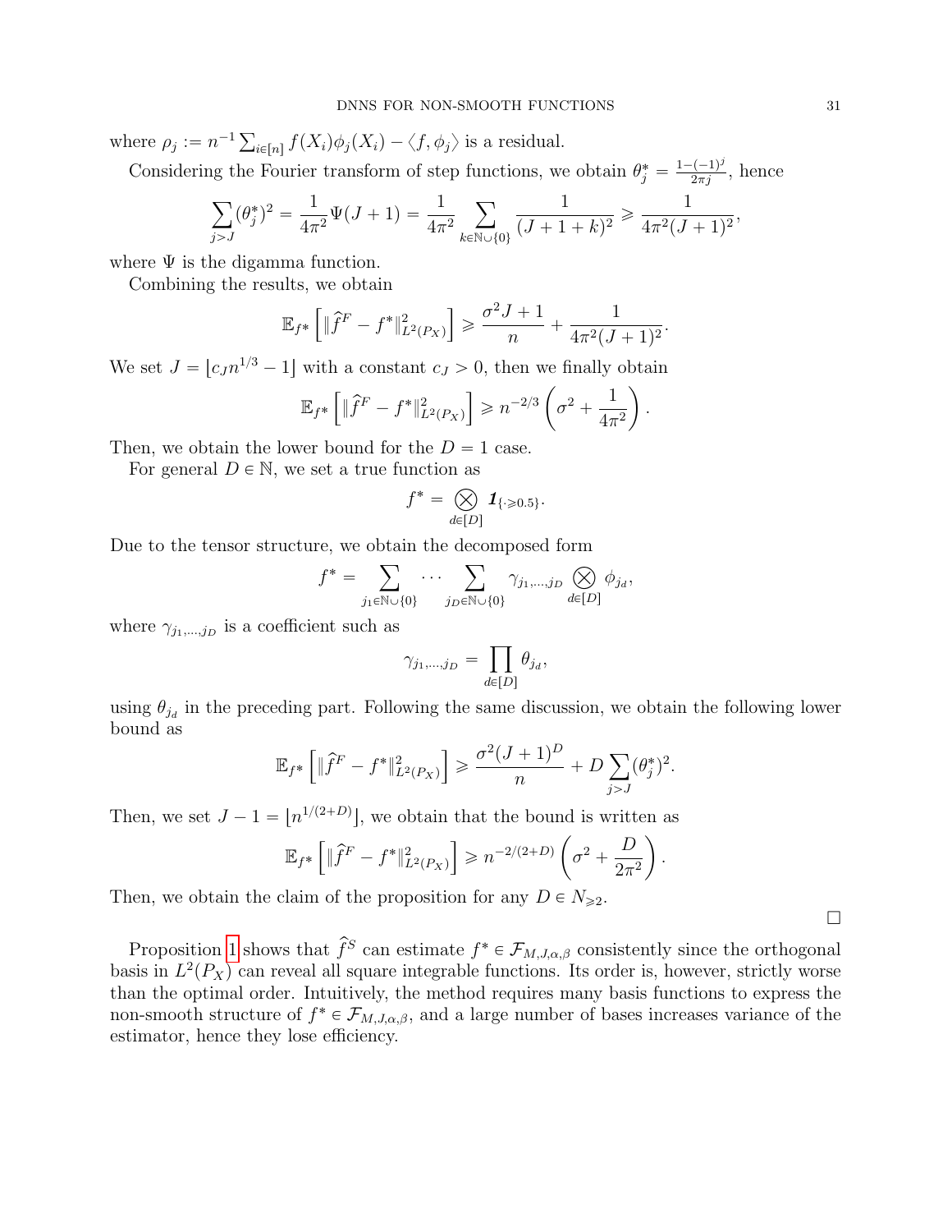where $\rho_j := n^{-1} \sum_{i \in [n]} f(X_i)\phi_j(X_i) - \langle f, \phi_j \rangle$ is a residual.

Considering the Fourier transform of step functions, we obtain $\theta_j^* = \frac{1-(-1)^j}{2\pi j}$, hence

$$\sum_{j > J} (\theta_j^*)^2 = \frac{1}{4\pi^2} \Psi(J+1) = \frac{1}{4\pi^2} \sum_{k \in \mathbb{N} \cup \{0\}} \frac{1}{(J+1+k)^2} \geqslant \frac{1}{4\pi^2 (J+1)^2},$$

where $\Psi$ is the digamma function.

Combining the results, we obtain

$$\mathbb{E}_{f^*}\left[ \|\widehat{f}^F - f^*\|_{L^2(P_X)}^2 \right] \geqslant \frac{\sigma^2 J + 1}{n} + \frac{1}{4\pi^2 (J+1)^2}.$$

We set $J = \lfloor c_J n^{1/3} - 1 \rfloor$ with a constant $c_J > 0$, then we finally obtain

$$\mathbb{E}_{f^*}\left[ \|\widehat{f}^F - f^*\|_{L^2(P_X)}^2 \right] \geqslant n^{-2/3} \left( \sigma^2 + \frac{1}{4\pi^2} \right).$$

Then, we obtain the lower bound for the $D = 1$ case.

For general $D \in \mathbb{N}$, we set a true function as

$$f^* = \bigotimes_{d \in [D]} \boldsymbol{1}_{\{\cdot \geqslant 0.5\}}.$$

Due to the tensor structure, we obtain the decomposed form

$$f^* = \sum_{j_1 \in \mathbb{N} \cup \{0\}} \cdots \sum_{j_D \in \mathbb{N} \cup \{0\}} \gamma_{j_1, \ldots, j_D} \bigotimes_{d \in [D]} \phi_{j_d},$$

where $\gamma_{j_1, \ldots, j_D}$ is a coefficient such as

$$\gamma_{j_1, \ldots, j_D} = \prod_{d \in [D]} \theta_{j_d},$$

using $\theta_{j_d}$ in the preceding part. Following the same discussion, we obtain the following lower bound as

$$\mathbb{E}_{f^*}\left[ \|\widehat{f}^F - f^*\|_{L^2(P_X)}^2 \right] \geqslant \frac{\sigma^2 (J+1)^D}{n} + D \sum_{j > J} (\theta_j^*)^2.$$

Then, we set $J - 1 = \lfloor n^{1/(2+D)} \rfloor$, we obtain that the bound is written as

$$\mathbb{E}_{f^*}\left[ \|\widehat{f}^F - f^*\|_{L^2(P_X)}^2 \right] \geqslant n^{-2/(2+D)} \left( \sigma^2 + \frac{D}{2\pi^2} \right).$$

Then, we obtain the claim of the proposition for any $D \in N_{\geqslant 2}$.

□

Proposition 1 shows that $\widehat{f}^S$ can estimate $f^* \in \mathcal{F}_{M,J,\alpha,\beta}$ consistently since the orthogonal basis in $L^2(P_X)$ can reveal all square integrable functions. Its order is, however, strictly worse than the optimal order. Intuitively, the method requires many basis functions to express the non-smooth structure of $f^* \in \mathcal{F}_{M,J,\alpha,\beta}$, and a large number of bases increases variance of the estimator, hence they lose efficiency.